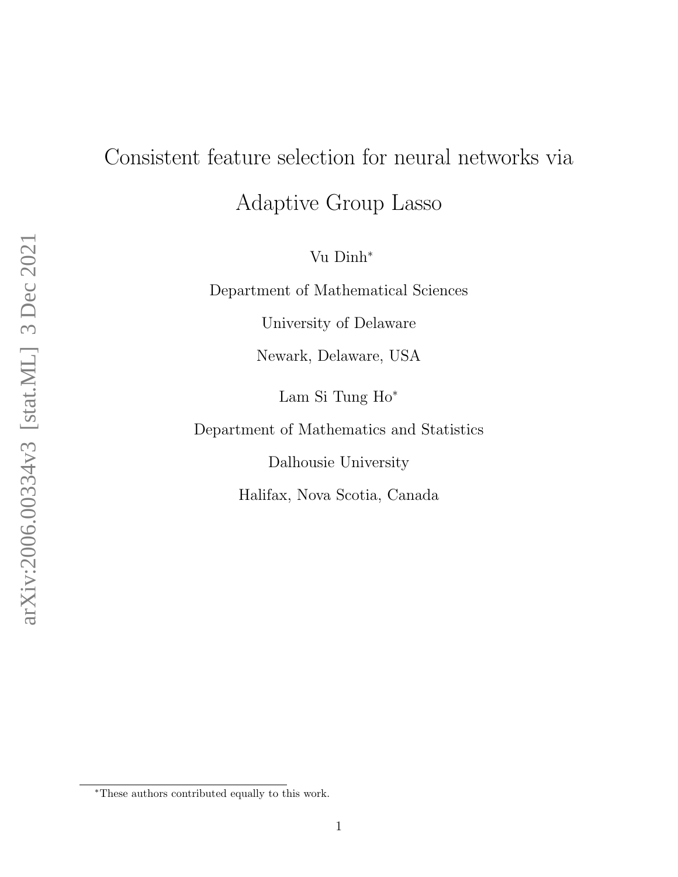# Consistent feature selection for neural networks via Adaptive Group Lasso

Vu Dinh*

Department of Mathematical Sciences

University of Delaware

Newark, Delaware, USA

Lam Si Tung Ho*

Department of Mathematics and Statistics

Dalhousie University

Halifax, Nova Scotia, Canada

---

*These authors contributed equally to this work.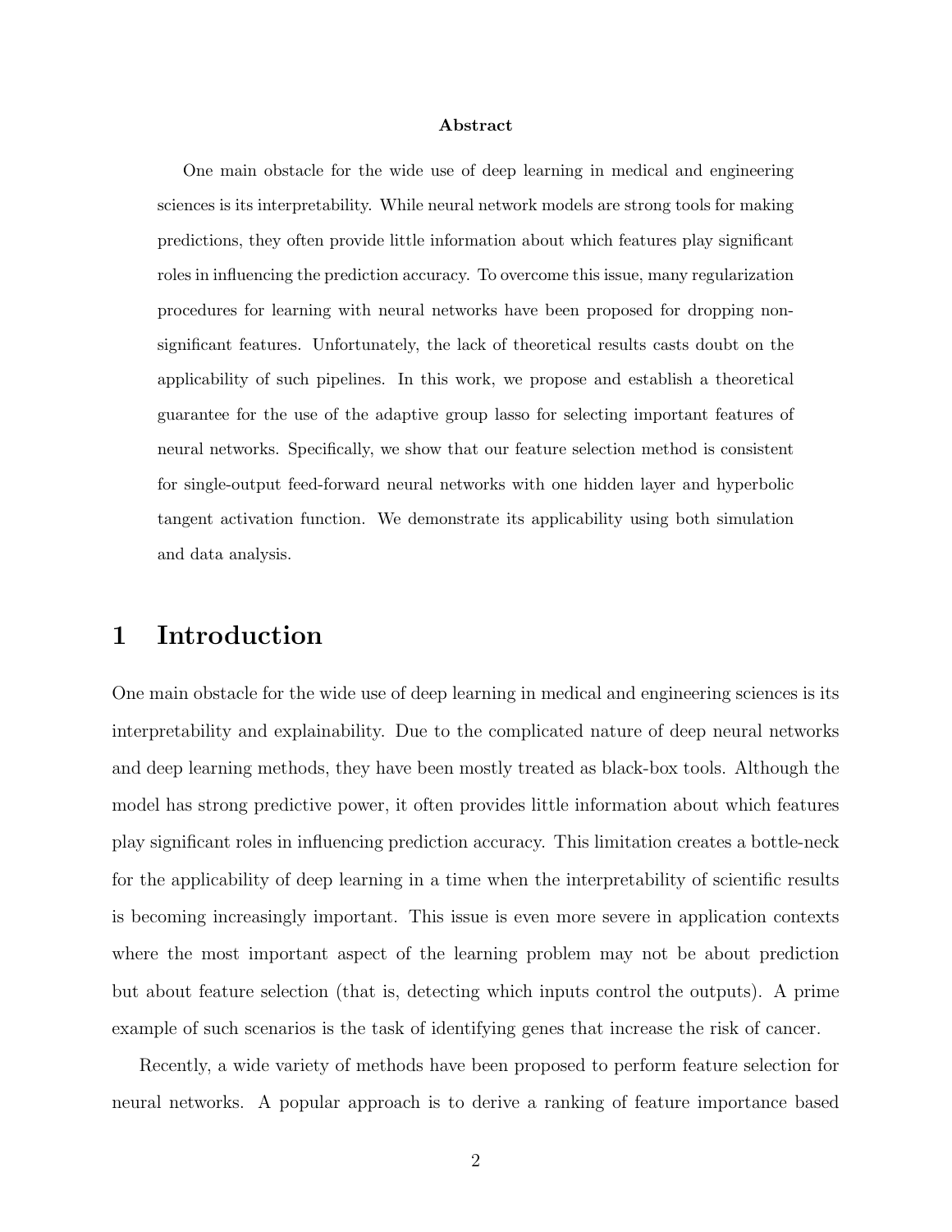**Abstract**

One main obstacle for the wide use of deep learning in medical and engineering sciences is its interpretability. While neural network models are strong tools for making predictions, they often provide little information about which features play significant roles in influencing the prediction accuracy. To overcome this issue, many regularization procedures for learning with neural networks have been proposed for dropping non-significant features. Unfortunately, the lack of theoretical results casts doubt on the applicability of such pipelines. In this work, we propose and establish a theoretical guarantee for the use of the adaptive group lasso for selecting important features of neural networks. Specifically, we show that our feature selection method is consistent for single-output feed-forward neural networks with one hidden layer and hyperbolic tangent activation function. We demonstrate its applicability using both simulation and data analysis.

# 1 Introduction

One main obstacle for the wide use of deep learning in medical and engineering sciences is its interpretability and explainability. Due to the complicated nature of deep neural networks and deep learning methods, they have been mostly treated as black-box tools. Although the model has strong predictive power, it often provides little information about which features play significant roles in influencing prediction accuracy. This limitation creates a bottle-neck for the applicability of deep learning in a time when the interpretability of scientific results is becoming increasingly important. This issue is even more severe in application contexts where the most important aspect of the learning problem may not be about prediction but about feature selection (that is, detecting which inputs control the outputs). A prime example of such scenarios is the task of identifying genes that increase the risk of cancer.

Recently, a wide variety of methods have been proposed to perform feature selection for neural networks. A popular approach is to derive a ranking of feature importance based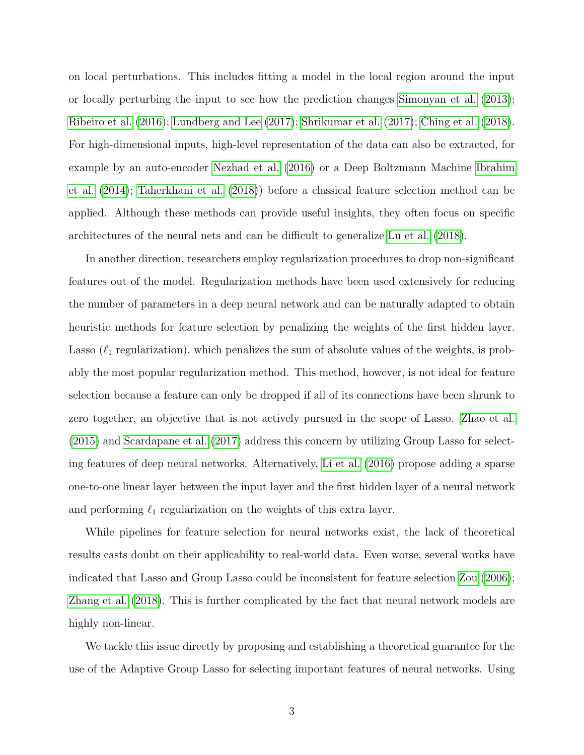on local perturbations. This includes fitting a model in the local region around the input or locally perturbing the input to see how the prediction changes Simonyan et al. (2013); Ribeiro et al. (2016); Lundberg and Lee (2017); Shrikumar et al. (2017); Ching et al. (2018). For high-dimensional inputs, high-level representation of the data can also be extracted, for example by an auto-encoder Nezhad et al. (2016) or a Deep Boltzmann Machine Ibrahim et al. (2014); Taherkhani et al. (2018)) before a classical feature selection method can be applied. Although these methods can provide useful insights, they often focus on specific architectures of the neural nets and can be difficult to generalize Lu et al. (2018).

In another direction, researchers employ regularization procedures to drop non-significant features out of the model. Regularization methods have been used extensively for reducing the number of parameters in a deep neural network and can be naturally adapted to obtain heuristic methods for feature selection by penalizing the weights of the first hidden layer. Lasso ($\ell_1$ regularization), which penalizes the sum of absolute values of the weights, is probably the most popular regularization method. This method, however, is not ideal for feature selection because a feature can only be dropped if all of its connections have been shrunk to zero together, an objective that is not actively pursued in the scope of Lasso. Zhao et al. (2015) and Scardapane et al. (2017) address this concern by utilizing Group Lasso for selecting features of deep neural networks. Alternatively, Li et al. (2016) propose adding a sparse one-to-one linear layer between the input layer and the first hidden layer of a neural network and performing $\ell_1$ regularization on the weights of this extra layer.

While pipelines for feature selection for neural networks exist, the lack of theoretical results casts doubt on their applicability to real-world data. Even worse, several works have indicated that Lasso and Group Lasso could be inconsistent for feature selection Zou (2006); Zhang et al. (2018). This is further complicated by the fact that neural network models are highly non-linear.

We tackle this issue directly by proposing and establishing a theoretical guarantee for the use of the Adaptive Group Lasso for selecting important features of neural networks. Using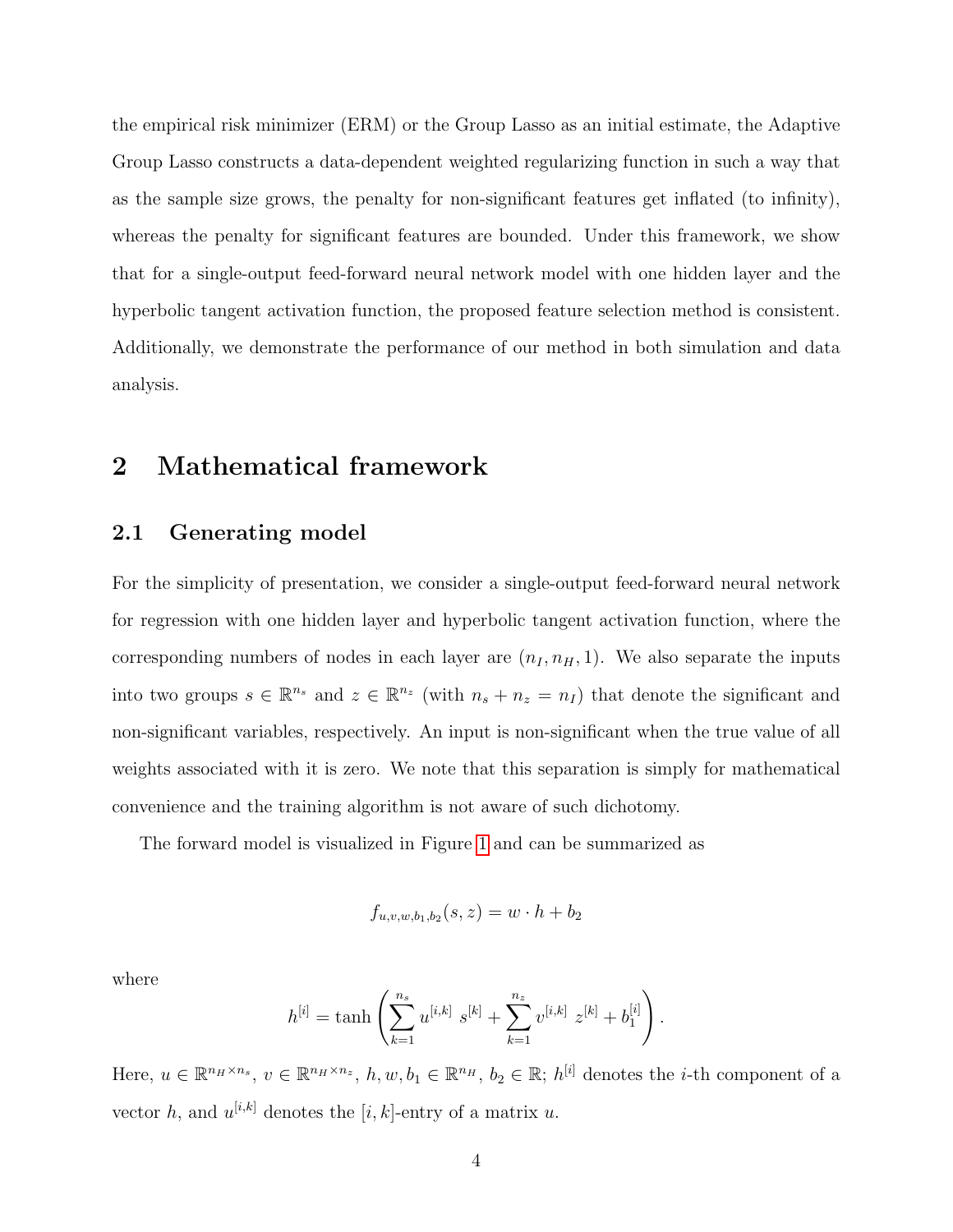the empirical risk minimizer (ERM) or the Group Lasso as an initial estimate, the Adaptive Group Lasso constructs a data-dependent weighted regularizing function in such a way that as the sample size grows, the penalty for non-significant features get inflated (to infinity), whereas the penalty for significant features are bounded. Under this framework, we show that for a single-output feed-forward neural network model with one hidden layer and the hyperbolic tangent activation function, the proposed feature selection method is consistent. Additionally, we demonstrate the performance of our method in both simulation and data analysis.

# 2 Mathematical framework

## 2.1 Generating model

For the simplicity of presentation, we consider a single-output feed-forward neural network for regression with one hidden layer and hyperbolic tangent activation function, where the corresponding numbers of nodes in each layer are $(n_I, n_H, 1)$. We also separate the inputs into two groups $s \in \mathbb{R}^{n_s}$ and $z \in \mathbb{R}^{n_z}$ (with $n_s + n_z = n_I$) that denote the significant and non-significant variables, respectively. An input is non-significant when the true value of all weights associated with it is zero. We note that this separation is simply for mathematical convenience and the training algorithm is not aware of such dichotomy.

The forward model is visualized in Figure 1 and can be summarized as

$$f_{u,v,w,b_1,b_2}(s,z) = w \cdot h + b_2$$

where

$$h^{[i]} = \tanh\left(\sum_{k=1}^{n_s} u^{[i,k]}\ s^{[k]} + \sum_{k=1}^{n_z} v^{[i,k]}\ z^{[k]} + b_1^{[i]}\right).$$

Here, $u \in \mathbb{R}^{n_H \times n_s}$, $v \in \mathbb{R}^{n_H \times n_z}$, $h, w, b_1 \in \mathbb{R}^{n_H}$, $b_2 \in \mathbb{R}$; $h^{[i]}$ denotes the $i$-th component of a vector $h$, and $u^{[i,k]}$ denotes the $[i,k]$-entry of a matrix $u$.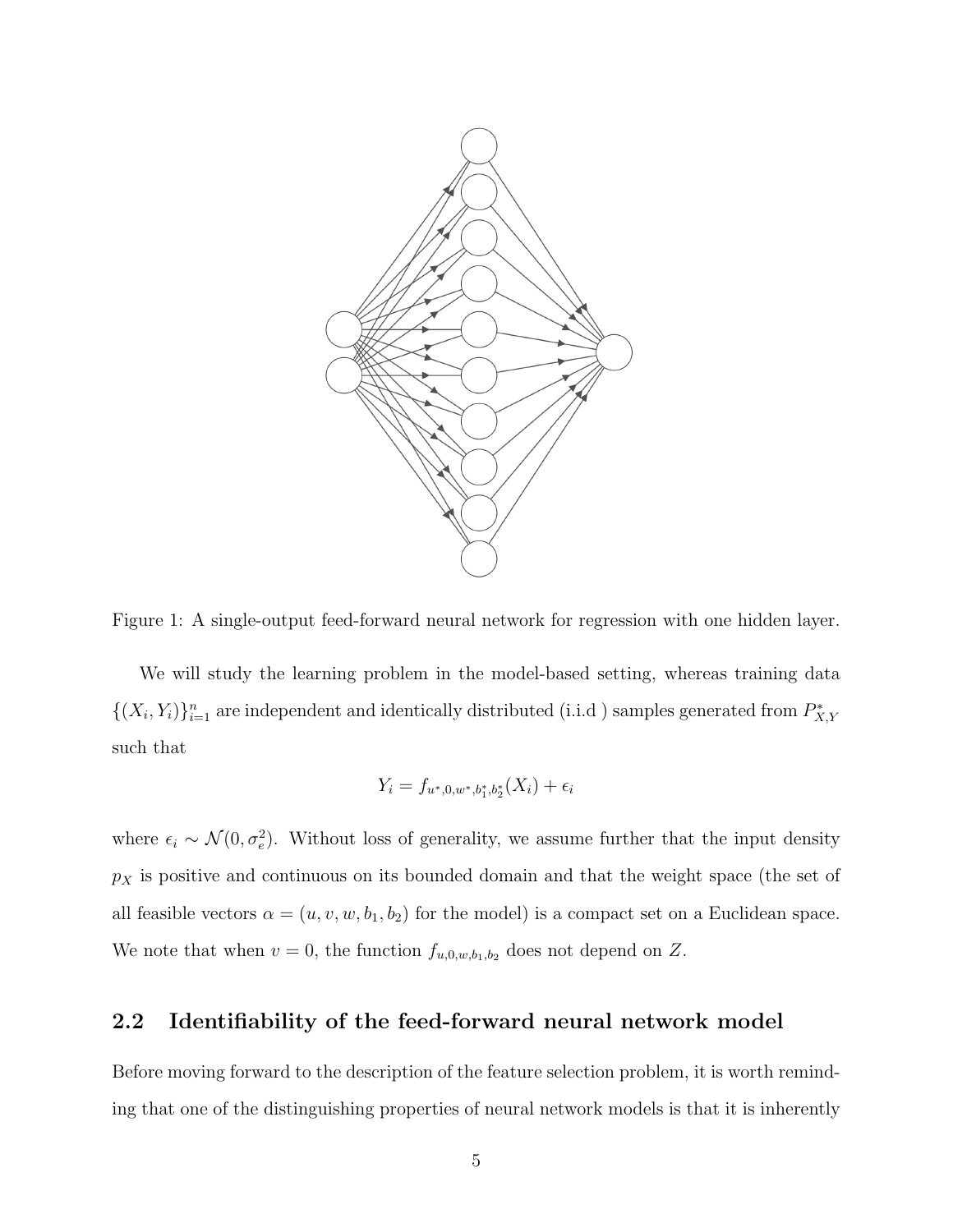Figure 1: A single-output feed-forward neural network for regression with one hidden layer.

We will study the learning problem in the model-based setting, whereas training data $\{(X_i, Y_i)\}_{i=1}^n$ are independent and identically distributed (i.i.d ) samples generated from $P^*_{X,Y}$ such that

$$Y_i = f_{u^*,0,w^*,b_1^*,b_2^*}(X_i) + \epsilon_i$$

where $\epsilon_i \sim \mathcal{N}(0, \sigma_e^2)$. Without loss of generality, we assume further that the input density $p_X$ is positive and continuous on its bounded domain and that the weight space (the set of all feasible vectors $\alpha = (u, v, w, b_1, b_2)$ for the model) is a compact set on a Euclidean space. We note that when $v = 0$, the function $f_{u,0,w,b_1,b_2}$ does not depend on $Z$.

## 2.2 Identifiability of the feed-forward neural network model

Before moving forward to the description of the feature selection problem, it is worth reminding that one of the distinguishing properties of neural network models is that it is inherently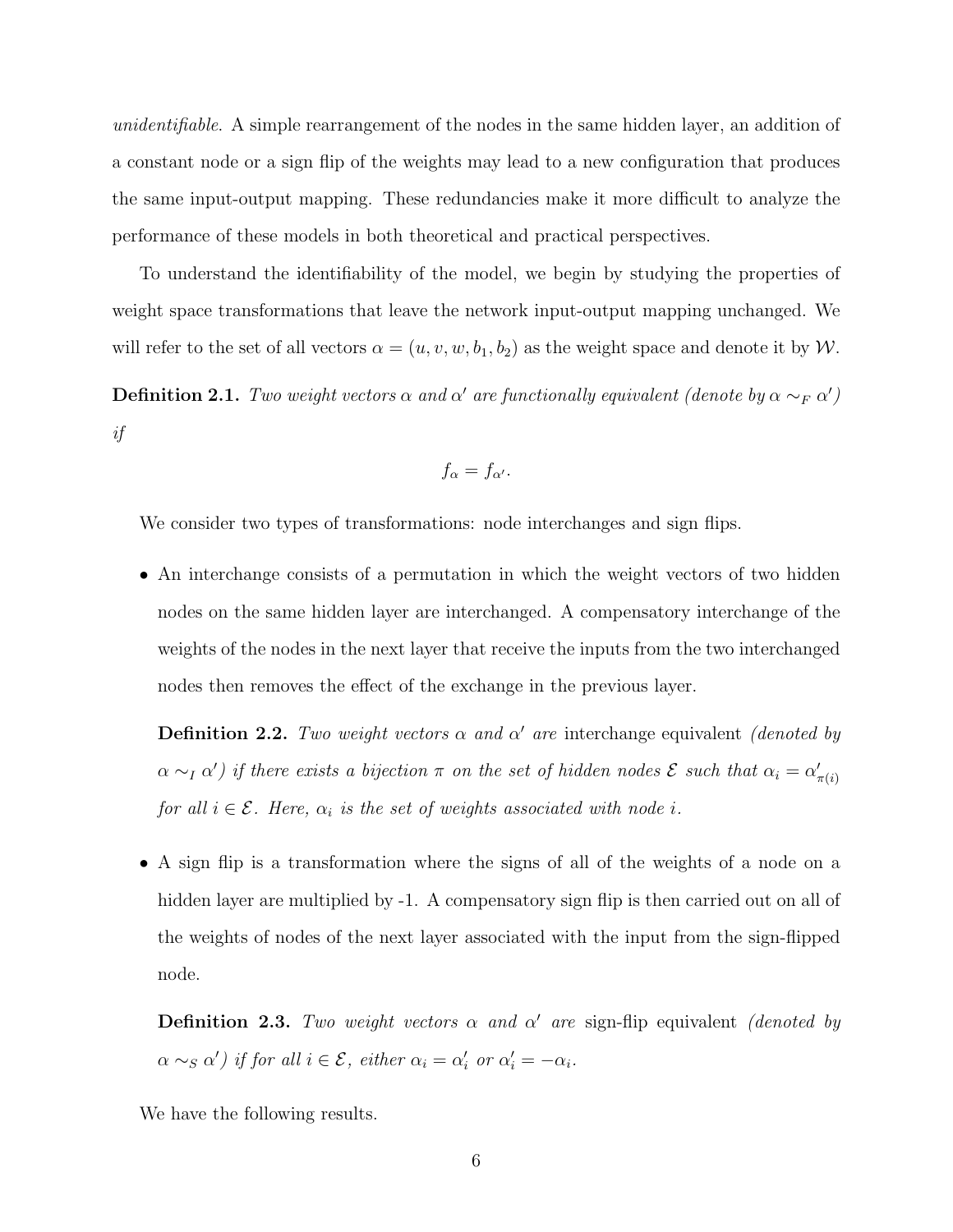*unidentifiable*. A simple rearrangement of the nodes in the same hidden layer, an addition of a constant node or a sign flip of the weights may lead to a new configuration that produces the same input-output mapping. These redundancies make it more difficult to analyze the performance of these models in both theoretical and practical perspectives.

To understand the identifiability of the model, we begin by studying the properties of weight space transformations that leave the network input-output mapping unchanged. We will refer to the set of all vectors $\alpha = (u, v, w, b_1, b_2)$ as the weight space and denote it by $\mathcal{W}$.

**Definition 2.1.** *Two weight vectors $\alpha$ and $\alpha'$ are functionally equivalent (denote by $\alpha \sim_F \alpha'$) if*

$$f_\alpha = f_{\alpha'}.$$

We consider two types of transformations: node interchanges and sign flips.

- An interchange consists of a permutation in which the weight vectors of two hidden nodes on the same hidden layer are interchanged. A compensatory interchange of the weights of the nodes in the next layer that receive the inputs from the two interchanged nodes then removes the effect of the exchange in the previous layer.

  **Definition 2.2.** *Two weight vectors $\alpha$ and $\alpha'$ are* interchange equivalent *(denoted by $\alpha \sim_I \alpha'$) if there exists a bijection $\pi$ on the set of hidden nodes $\mathcal{E}$ such that $\alpha_i = \alpha'_{\pi(i)}$ for all $i \in \mathcal{E}$. Here, $\alpha_i$ is the set of weights associated with node $i$.*

- A sign flip is a transformation where the signs of all of the weights of a node on a hidden layer are multiplied by -1. A compensatory sign flip is then carried out on all of the weights of nodes of the next layer associated with the input from the sign-flipped node.

  **Definition 2.3.** *Two weight vectors $\alpha$ and $\alpha'$ are* sign-flip equivalent *(denoted by $\alpha \sim_S \alpha'$) if for all $i \in \mathcal{E}$, either $\alpha_i = \alpha'_i$ or $\alpha'_i = -\alpha_i$.*

We have the following results.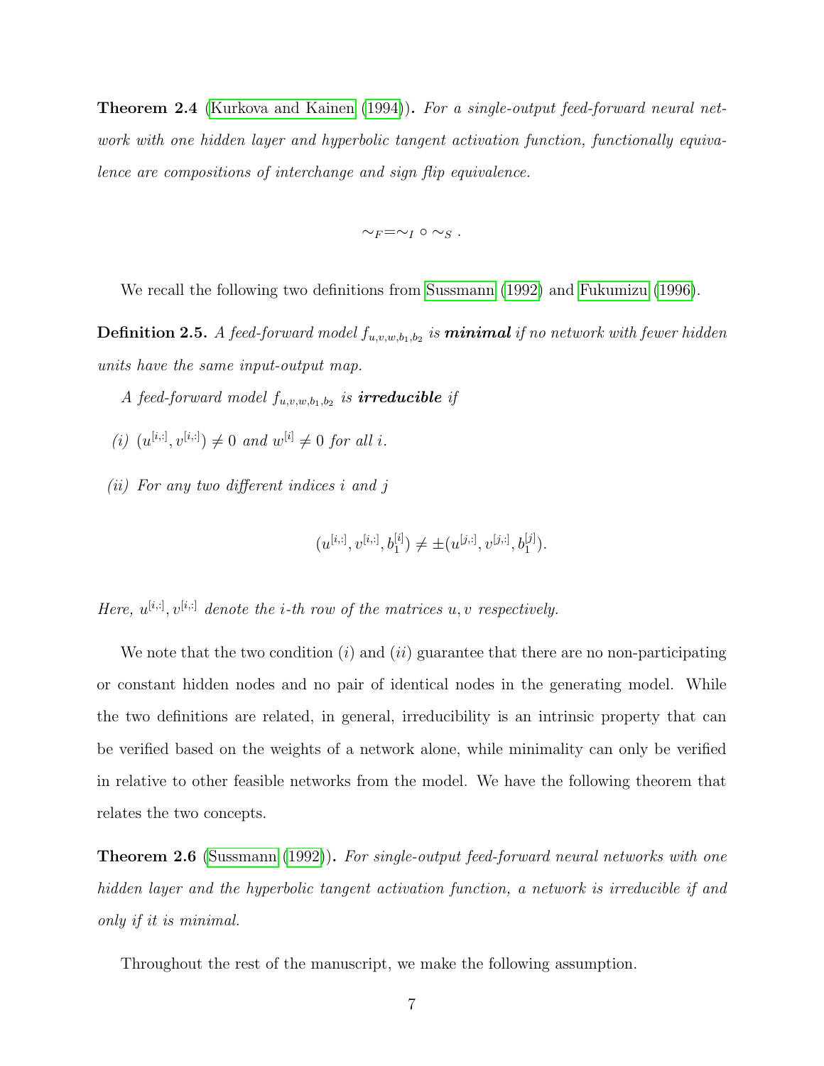**Theorem 2.4** (Kurkova and Kainen (1994)). *For a single-output feed-forward neural network with one hidden layer and hyperbolic tangent activation function, functionally equivalence are compositions of interchange and sign flip equivalence.*

$$\sim_F = \sim_I \circ \sim_S .$$

We recall the following two definitions from Sussmann (1992) and Fukumizu (1996).

**Definition 2.5.** *A feed-forward model $f_{u,v,w,b_1,b_2}$ is* ***minimal*** *if no network with fewer hidden units have the same input-output map.*

*A feed-forward model $f_{u,v,w,b_1,b_2}$ is* ***irreducible*** *if*

*(i) $(u^{[i,:]}, v^{[i,:]}) \neq 0$ and $w^{[i]} \neq 0$ for all $i$.*

*(ii) For any two different indices $i$ and $j$*

$$(u^{[i,:]}, v^{[i,:]}, b_1^{[i]}) \neq \pm(u^{[j,:]}, v^{[j,:]}, b_1^{[j]}).$$

*Here, $u^{[i,:]}, v^{[i,:]}$ denote the $i$-th row of the matrices $u, v$ respectively.*

We note that the two condition $(i)$ and $(ii)$ guarantee that there are no non-participating or constant hidden nodes and no pair of identical nodes in the generating model. While the two definitions are related, in general, irreducibility is an intrinsic property that can be verified based on the weights of a network alone, while minimality can only be verified in relative to other feasible networks from the model. We have the following theorem that relates the two concepts.

**Theorem 2.6** (Sussmann (1992)). *For single-output feed-forward neural networks with one hidden layer and the hyperbolic tangent activation function, a network is irreducible if and only if it is minimal.*

Throughout the rest of the manuscript, we make the following assumption.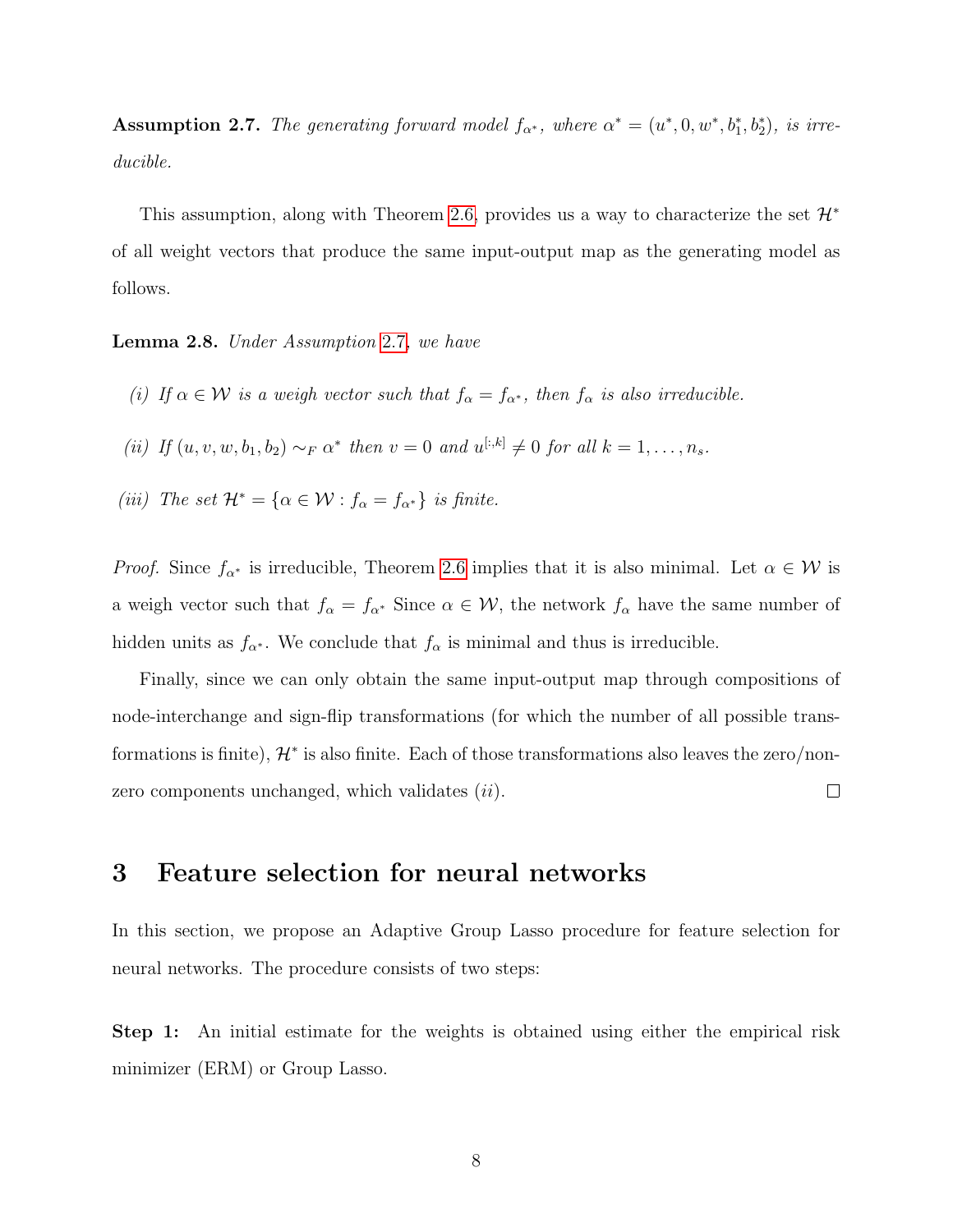**Assumption 2.7.** *The generating forward model $f_{\alpha^*}$, where $\alpha^* = (u^*, 0, w^*, b_1^*, b_2^*)$, is irreducible.*

This assumption, along with Theorem 2.6, provides us a way to characterize the set $\mathcal{H}^*$ of all weight vectors that produce the same input-output map as the generating model as follows.

**Lemma 2.8.** *Under Assumption 2.7, we have*

*(i) If $\alpha \in \mathcal{W}$ is a weigh vector such that $f_\alpha = f_{\alpha^*}$, then $f_\alpha$ is also irreducible.*

*(ii) If $(u, v, w, b_1, b_2) \sim_F \alpha^*$ then $v = 0$ and $u^{[:,k]} \neq 0$ for all $k = 1, \ldots, n_s$.*

*(iii) The set $\mathcal{H}^* = \{\alpha \in \mathcal{W} : f_\alpha = f_{\alpha^*}\}$ is finite.*

*Proof.* Since $f_{\alpha^*}$ is irreducible, Theorem 2.6 implies that it is also minimal. Let $\alpha \in \mathcal{W}$ is a weigh vector such that $f_\alpha = f_{\alpha^*}$ Since $\alpha \in \mathcal{W}$, the network $f_\alpha$ have the same number of hidden units as $f_{\alpha^*}$. We conclude that $f_\alpha$ is minimal and thus is irreducible.

Finally, since we can only obtain the same input-output map through compositions of node-interchange and sign-flip transformations (for which the number of all possible transformations is finite), $\mathcal{H}^*$ is also finite. Each of those transformations also leaves the zero/non-zero components unchanged, which validates $(ii)$. □

# 3 Feature selection for neural networks

In this section, we propose an Adaptive Group Lasso procedure for feature selection for neural networks. The procedure consists of two steps:

**Step 1:** An initial estimate for the weights is obtained using either the empirical risk minimizer (ERM) or Group Lasso.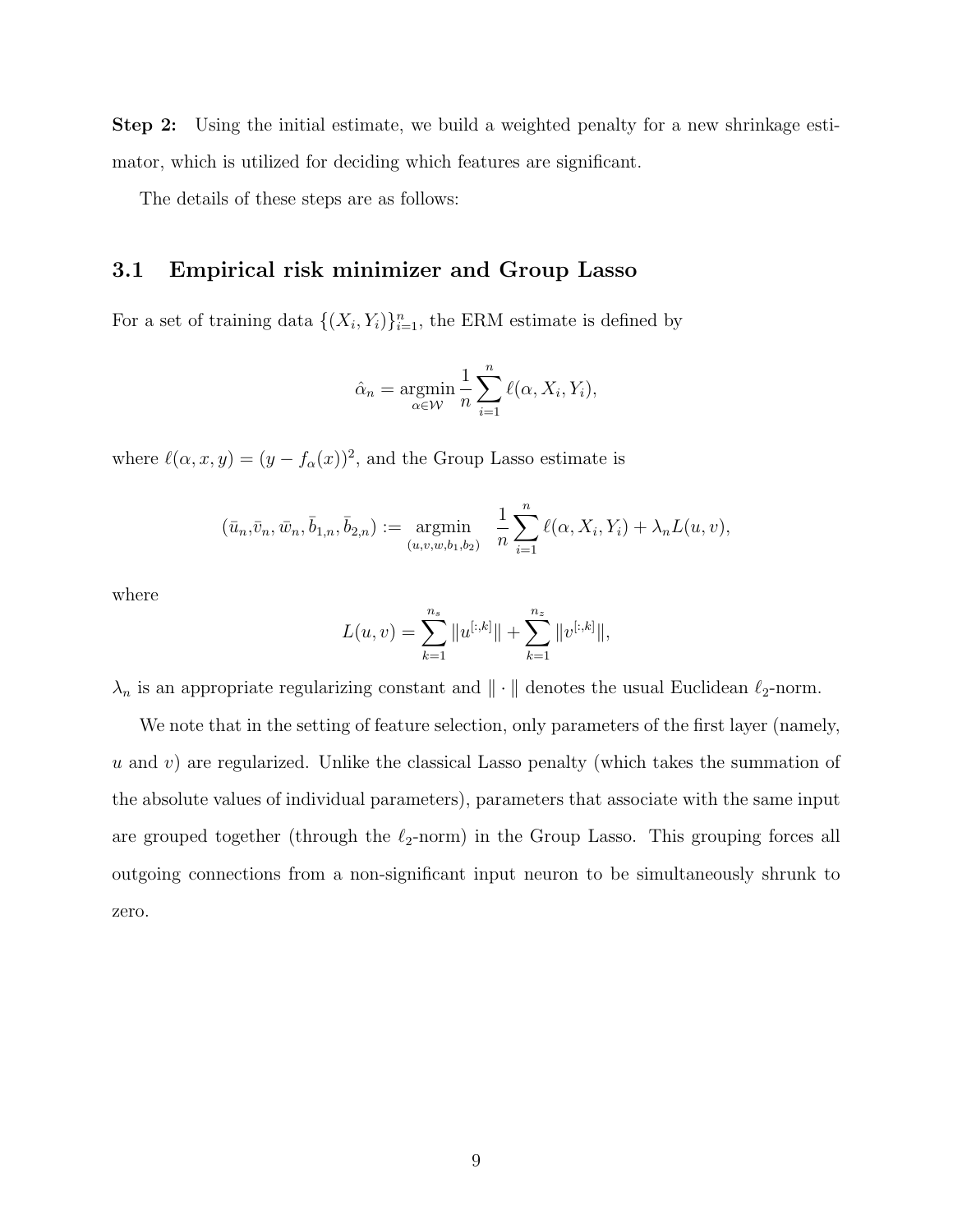**Step 2:** Using the initial estimate, we build a weighted penalty for a new shrinkage estimator, which is utilized for deciding which features are significant.

The details of these steps are as follows:

### 3.1 Empirical risk minimizer and Group Lasso

For a set of training data $\{(X_i, Y_i)\}_{i=1}^n$, the ERM estimate is defined by

$$\hat{\alpha}_n = \operatorname*{argmin}_{\alpha \in \mathcal{W}} \frac{1}{n} \sum_{i=1}^{n} \ell(\alpha, X_i, Y_i),$$

where $\ell(\alpha, x, y) = (y - f_\alpha(x))^2$, and the Group Lasso estimate is

$$(\bar{u}_n, \bar{v}_n, \bar{w}_n, \bar{b}_{1,n}, \bar{b}_{2,n}) := \operatorname*{argmin}_{(u,v,w,b_1,b_2)} \quad \frac{1}{n} \sum_{i=1}^{n} \ell(\alpha, X_i, Y_i) + \lambda_n L(u, v),$$

where

$$L(u, v) = \sum_{k=1}^{n_s} \|u^{[:,k]}\| + \sum_{k=1}^{n_z} \|v^{[:,k]}\|,$$

$\lambda_n$ is an appropriate regularizing constant and $\|\cdot\|$ denotes the usual Euclidean $\ell_2$-norm.

We note that in the setting of feature selection, only parameters of the first layer (namely, $u$ and $v$) are regularized. Unlike the classical Lasso penalty (which takes the summation of the absolute values of individual parameters), parameters that associate with the same input are grouped together (through the $\ell_2$-norm) in the Group Lasso. This grouping forces all outgoing connections from a non-significant input neuron to be simultaneously shrunk to zero.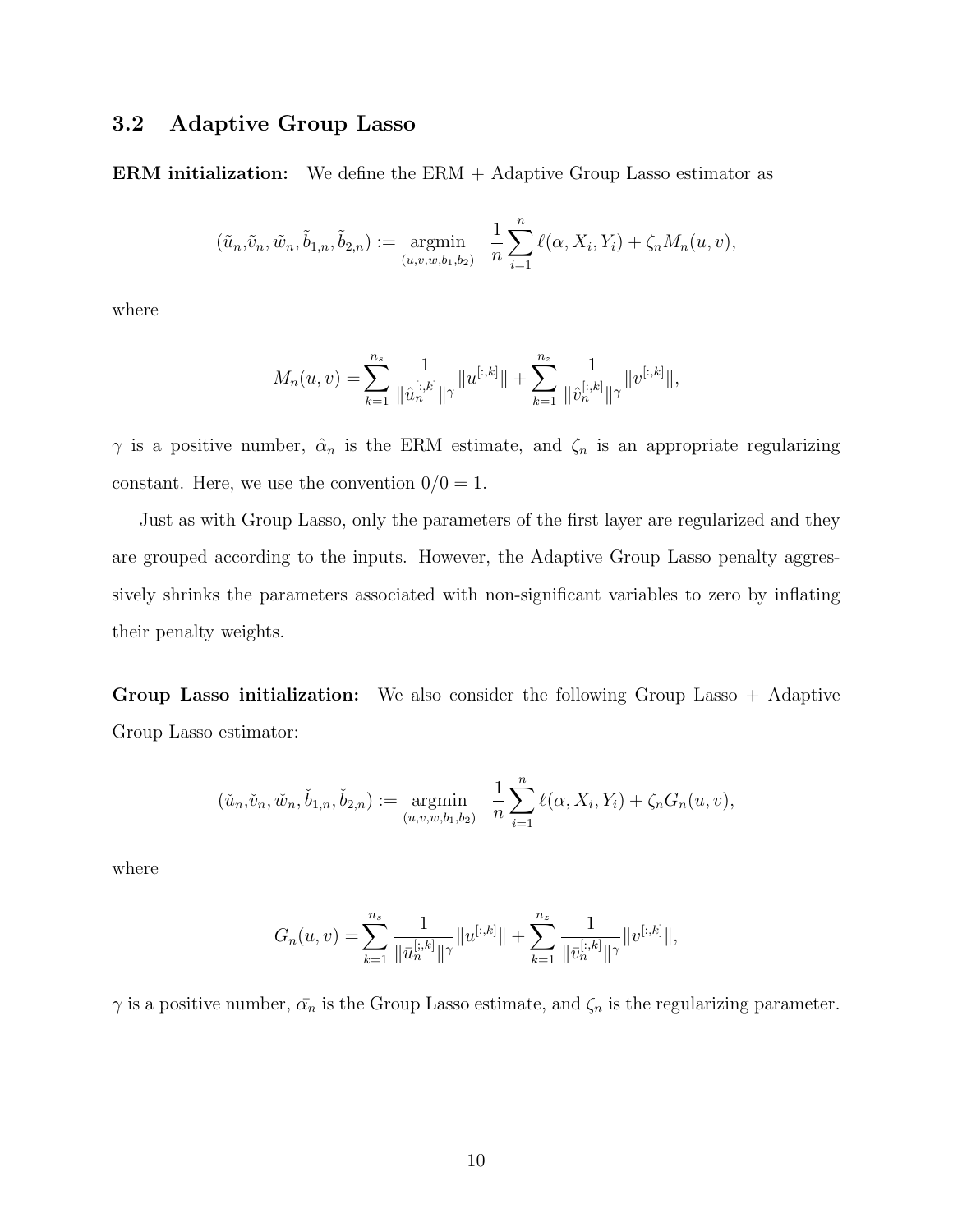### 3.2 Adaptive Group Lasso

**ERM initialization:** We define the ERM + Adaptive Group Lasso estimator as

$$
(\tilde{u}_n, \tilde{v}_n, \tilde{w}_n, \tilde{b}_{1,n}, \tilde{b}_{2,n}) := \underset{(u,v,w,b_1,b_2)}{\operatorname{argmin}} \quad \frac{1}{n} \sum_{i=1}^{n} \ell(\alpha, X_i, Y_i) + \zeta_n M_n(u, v),
$$

where

$$
M_n(u, v) = \sum_{k=1}^{n_s} \frac{1}{\|\hat{u}_n^{[:,k]}\|^\gamma} \|u^{[:,k]}\| + \sum_{k=1}^{n_z} \frac{1}{\|\hat{v}_n^{[:,k]}\|^\gamma} \|v^{[:,k]}\|,
$$

$\gamma$ is a positive number, $\hat{\alpha}_n$ is the ERM estimate, and $\zeta_n$ is an appropriate regularizing constant. Here, we use the convention $0/0 = 1$.

Just as with Group Lasso, only the parameters of the first layer are regularized and they are grouped according to the inputs. However, the Adaptive Group Lasso penalty aggressively shrinks the parameters associated with non-significant variables to zero by inflating their penalty weights.

**Group Lasso initialization:** We also consider the following Group Lasso + Adaptive Group Lasso estimator:

$$
(\check{u}_n, \check{v}_n, \check{w}_n, \check{b}_{1,n}, \check{b}_{2,n}) := \underset{(u,v,w,b_1,b_2)}{\operatorname{argmin}} \quad \frac{1}{n} \sum_{i=1}^{n} \ell(\alpha, X_i, Y_i) + \zeta_n G_n(u, v),
$$

where

$$
G_n(u, v) = \sum_{k=1}^{n_s} \frac{1}{\|\bar{u}_n^{[:,k]}\|^\gamma} \|u^{[:,k]}\| + \sum_{k=1}^{n_z} \frac{1}{\|\bar{v}_n^{[:,k]}\|^\gamma} \|v^{[:,k]}\|,
$$

$\gamma$ is a positive number, $\bar{\alpha_n}$ is the Group Lasso estimate, and $\zeta_n$ is the regularizing parameter.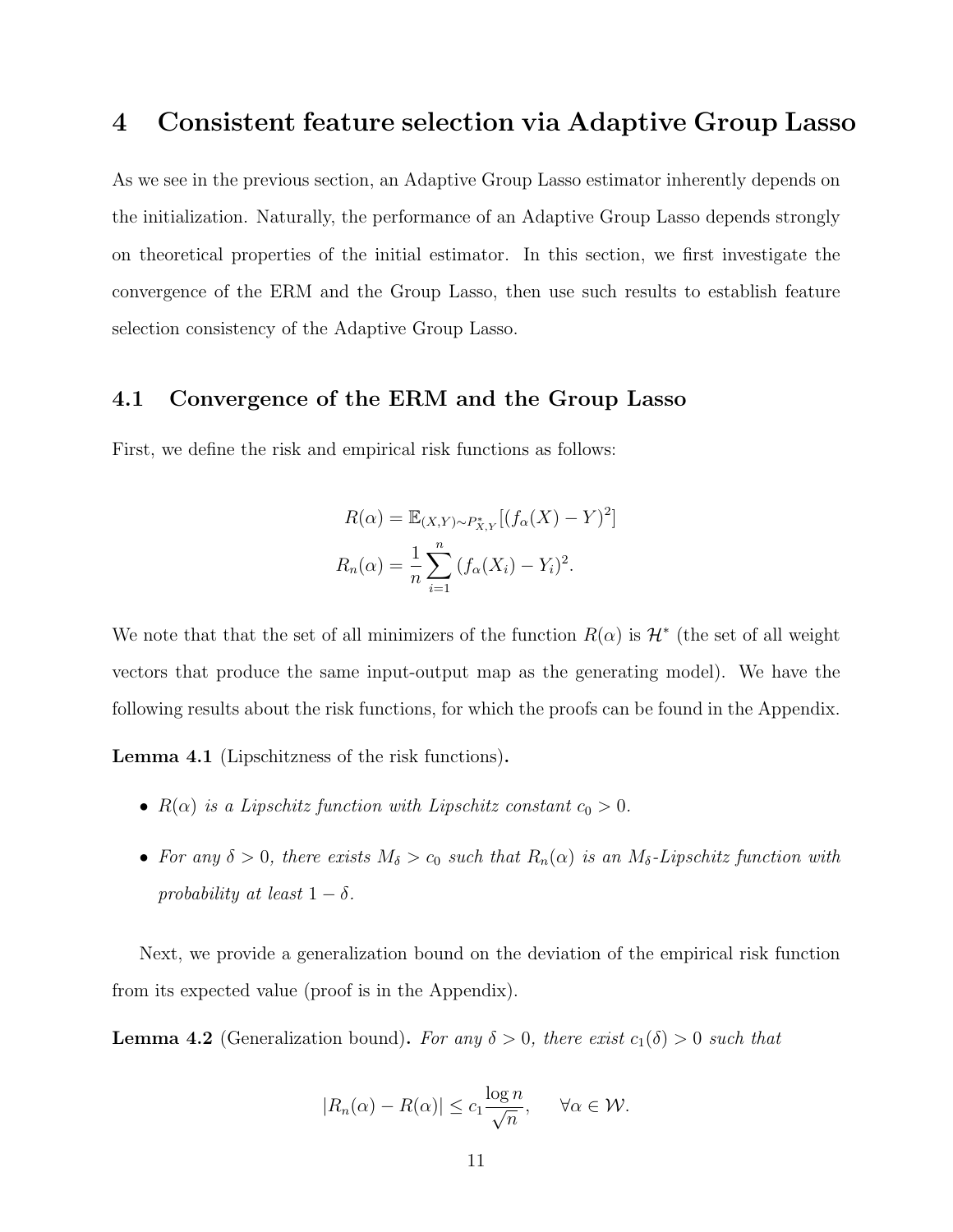# 4 Consistent feature selection via Adaptive Group Lasso

As we see in the previous section, an Adaptive Group Lasso estimator inherently depends on the initialization. Naturally, the performance of an Adaptive Group Lasso depends strongly on theoretical properties of the initial estimator. In this section, we first investigate the convergence of the ERM and the Group Lasso, then use such results to establish feature selection consistency of the Adaptive Group Lasso.

## 4.1 Convergence of the ERM and the Group Lasso

First, we define the risk and empirical risk functions as follows:

$$R(\alpha) = \mathbb{E}_{(X,Y)\sim P^*_{X,Y}}[(f_\alpha(X) - Y)^2]$$
$$R_n(\alpha) = \frac{1}{n}\sum_{i=1}^{n}(f_\alpha(X_i) - Y_i)^2.$$

We note that that the set of all minimizers of the function $R(\alpha)$ is $\mathcal{H}^*$ (the set of all weight vectors that produce the same input-output map as the generating model). We have the following results about the risk functions, for which the proofs can be found in the Appendix.

**Lemma 4.1** (Lipschitzness of the risk functions)**.**

- *$R(\alpha)$ is a Lipschitz function with Lipschitz constant $c_0 > 0$.*
- *For any $\delta > 0$, there exists $M_\delta > c_0$ such that $R_n(\alpha)$ is an $M_\delta$-Lipschitz function with probability at least $1 - \delta$.*

Next, we provide a generalization bound on the deviation of the empirical risk function from its expected value (proof is in the Appendix).

**Lemma 4.2** (Generalization bound)**.** *For any $\delta > 0$, there exist $c_1(\delta) > 0$ such that*

$$|R_n(\alpha) - R(\alpha)| \le c_1 \frac{\log n}{\sqrt{n}}, \qquad \forall \alpha \in \mathcal{W}.$$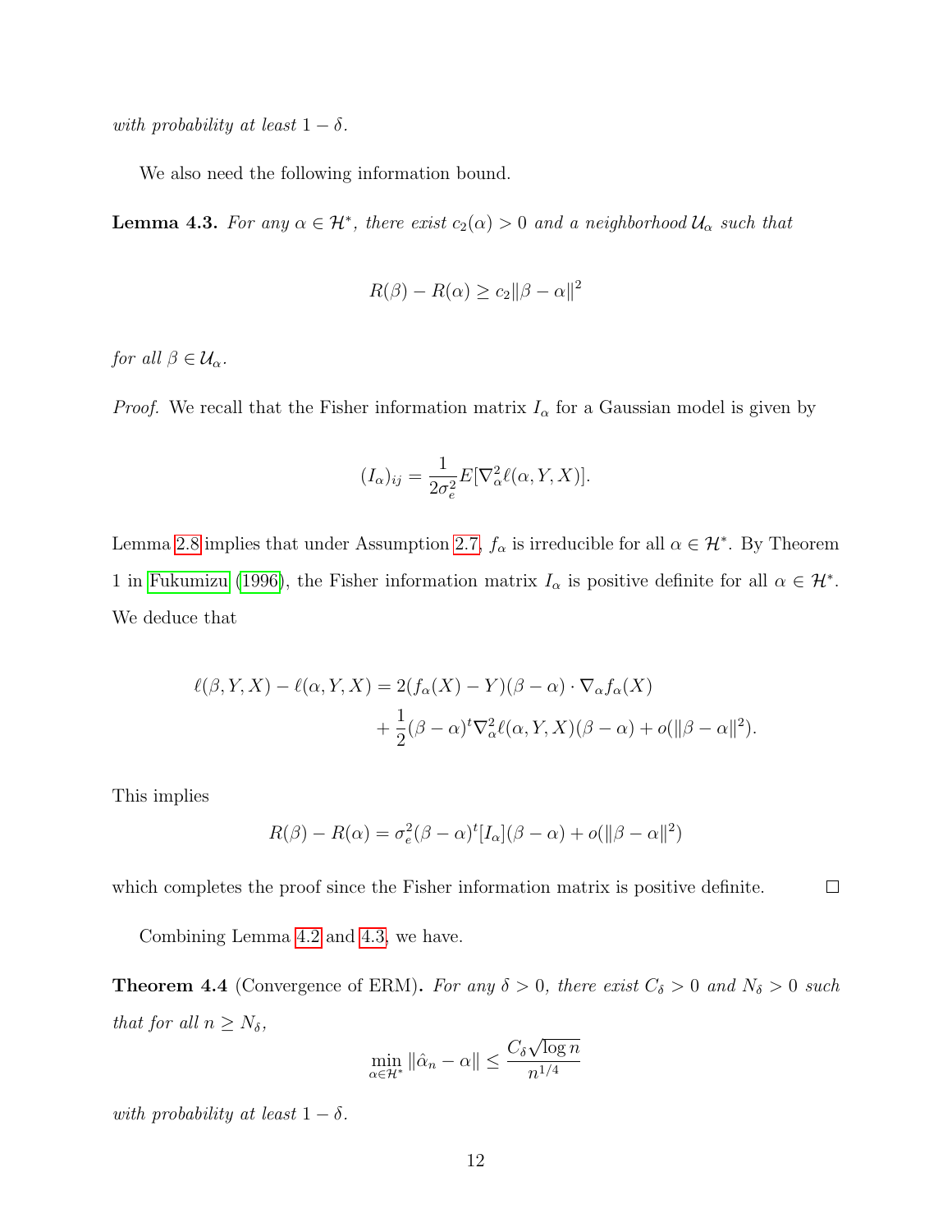*with probability at least $1 - \delta$.*

We also need the following information bound.

**Lemma 4.3.** *For any $\alpha \in \mathcal{H}^*$, there exist $c_2(\alpha) > 0$ and a neighborhood $\mathcal{U}_\alpha$ such that*

$$R(\beta) - R(\alpha) \geq c_2 \|\beta - \alpha\|^2$$

*for all $\beta \in \mathcal{U}_\alpha$.*

*Proof.* We recall that the Fisher information matrix $I_\alpha$ for a Gaussian model is given by

$$(I_\alpha)_{ij} = \frac{1}{2\sigma_e^2} E[\nabla_\alpha^2 \ell(\alpha, Y, X)].$$

Lemma 2.8 implies that under Assumption 2.7, $f_\alpha$ is irreducible for all $\alpha \in \mathcal{H}^*$. By Theorem 1 in Fukumizu (1996), the Fisher information matrix $I_\alpha$ is positive definite for all $\alpha \in \mathcal{H}^*$. We deduce that

$$\begin{aligned}
\ell(\beta, Y, X) - \ell(\alpha, Y, X) &= 2(f_\alpha(X) - Y)(\beta - \alpha) \cdot \nabla_\alpha f_\alpha(X) \\
&\quad + \frac{1}{2}(\beta - \alpha)^t \nabla_\alpha^2 \ell(\alpha, Y, X)(\beta - \alpha) + o(\|\beta - \alpha\|^2).
\end{aligned}$$

This implies

$$R(\beta) - R(\alpha) = \sigma_e^2 (\beta - \alpha)^t [I_\alpha](\beta - \alpha) + o(\|\beta - \alpha\|^2)$$

which completes the proof since the Fisher information matrix is positive definite. $\square$

Combining Lemma 4.2 and 4.3, we have.

**Theorem 4.4** (Convergence of ERM)**.** *For any $\delta > 0$, there exist $C_\delta > 0$ and $N_\delta > 0$ such that for all $n \geq N_\delta$,*

$$\min_{\alpha \in \mathcal{H}^*} \|\hat{\alpha}_n - \alpha\| \leq \frac{C_\delta \sqrt{\log n}}{n^{1/4}}$$

*with probability at least $1 - \delta$.*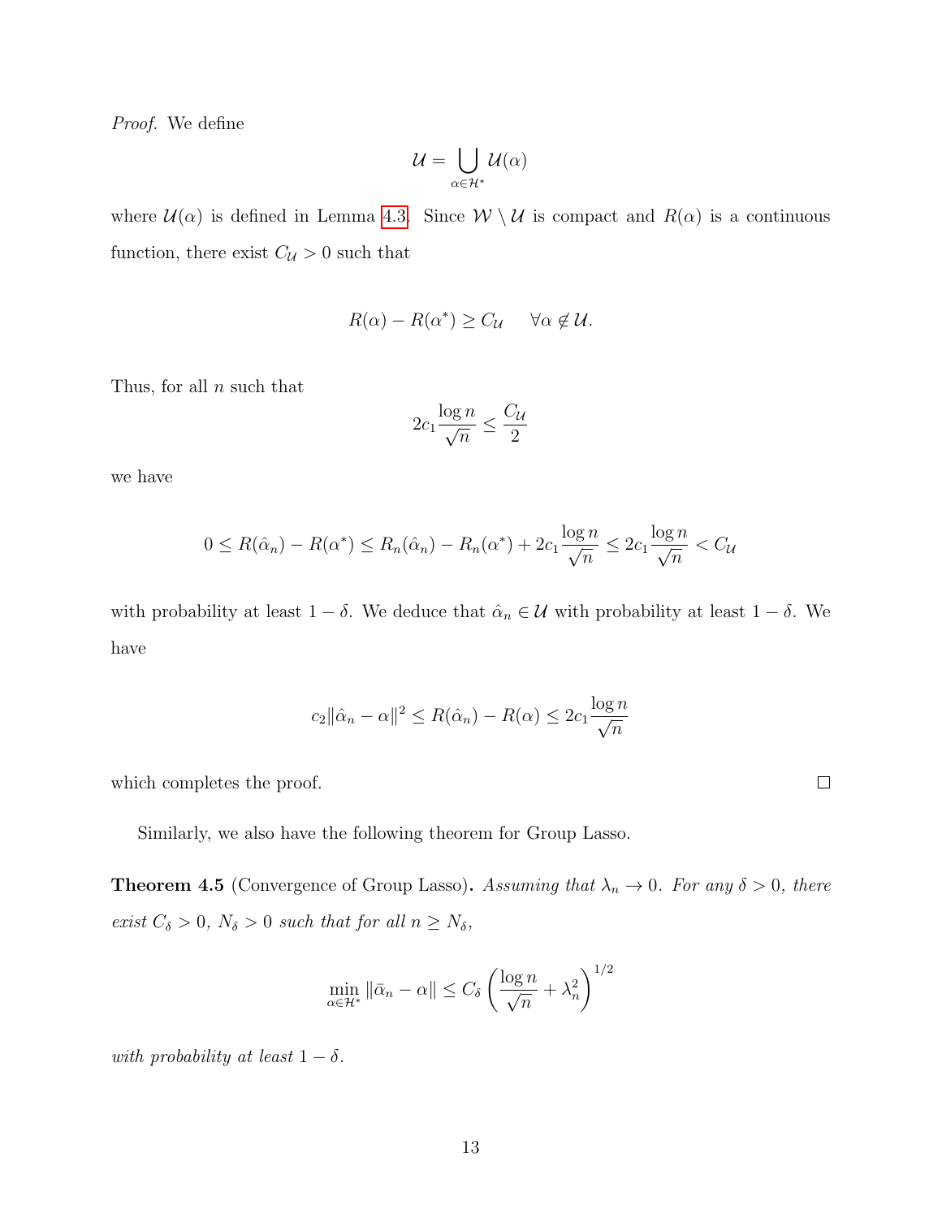*Proof.* We define

$$\mathcal{U} = \bigcup_{\alpha \in \mathcal{H}^*} \mathcal{U}(\alpha)$$

where $\mathcal{U}(\alpha)$ is defined in Lemma 4.3. Since $\mathcal{W} \setminus \mathcal{U}$ is compact and $R(\alpha)$ is a continuous function, there exist $C_{\mathcal{U}} > 0$ such that

$$R(\alpha) - R(\alpha^*) \geq C_{\mathcal{U}} \quad \forall \alpha \notin \mathcal{U}.$$

Thus, for all $n$ such that

$$2c_1 \frac{\log n}{\sqrt{n}} \leq \frac{C_{\mathcal{U}}}{2}$$

we have

$$0 \leq R(\hat{\alpha}_n) - R(\alpha^*) \leq R_n(\hat{\alpha}_n) - R_n(\alpha^*) + 2c_1 \frac{\log n}{\sqrt{n}} \leq 2c_1 \frac{\log n}{\sqrt{n}} < C_{\mathcal{U}}$$

with probability at least $1 - \delta$. We deduce that $\hat{\alpha}_n \in \mathcal{U}$ with probability at least $1 - \delta$. We have

$$c_2 \|\hat{\alpha}_n - \alpha\|^2 \leq R(\hat{\alpha}_n) - R(\alpha) \leq 2c_1 \frac{\log n}{\sqrt{n}}$$

which completes the proof. □

Similarly, we also have the following theorem for Group Lasso.

**Theorem 4.5** (Convergence of Group Lasso)**.** *Assuming that $\lambda_n \to 0$. For any $\delta > 0$, there exist $C_\delta > 0$, $N_\delta > 0$ such that for all $n \geq N_\delta$,*

$$\min_{\alpha \in \mathcal{H}^*} \|\bar{\alpha}_n - \alpha\| \leq C_\delta \left( \frac{\log n}{\sqrt{n}} + \lambda_n^2 \right)^{1/2}$$

*with probability at least $1 - \delta$.*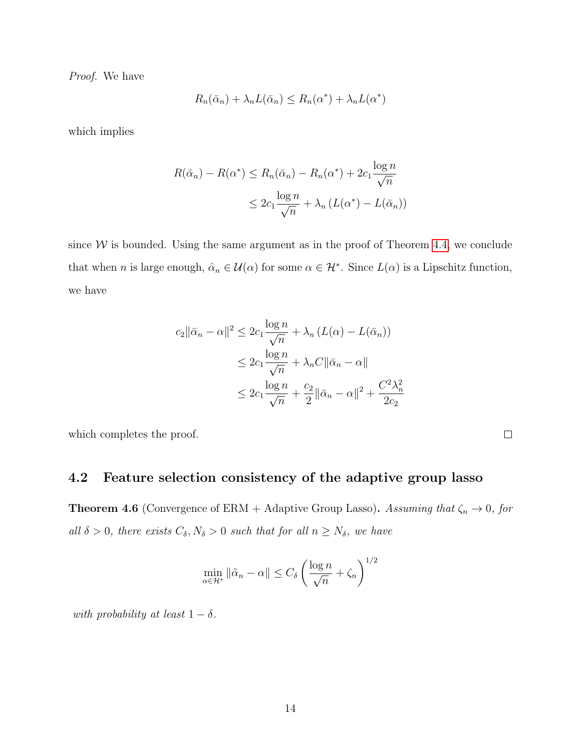*Proof.* We have

$$R_n(\bar{\alpha}_n) + \lambda_n L(\bar{\alpha}_n) \le R_n(\alpha^*) + \lambda_n L(\alpha^*)$$

which implies

$$\begin{aligned}
R(\bar{\alpha}_n) - R(\alpha^*) &\le R_n(\bar{\alpha}_n) - R_n(\alpha^*) + 2c_1 \frac{\log n}{\sqrt{n}} \\
&\le 2c_1 \frac{\log n}{\sqrt{n}} + \lambda_n \left( L(\alpha^*) - L(\bar{\alpha}_n) \right)
\end{aligned}$$

since $\mathcal{W}$ is bounded. Using the same argument as in the proof of Theorem 4.4, we conclude that when $n$ is large enough, $\hat{\alpha}_n \in \mathcal{U}(\alpha)$ for some $\alpha \in \mathcal{H}^*$. Since $L(\alpha)$ is a Lipschitz function, we have

$$\begin{aligned}
c_2 \|\bar{\alpha}_n - \alpha\|^2 &\le 2c_1 \frac{\log n}{\sqrt{n}} + \lambda_n \left( L(\alpha) - L(\bar{\alpha}_n) \right) \\
&\le 2c_1 \frac{\log n}{\sqrt{n}} + \lambda_n C \|\bar{\alpha}_n - \alpha\| \\
&\le 2c_1 \frac{\log n}{\sqrt{n}} + \frac{c_2}{2} \|\bar{\alpha}_n - \alpha\|^2 + \frac{C^2 \lambda_n^2}{2c_2}
\end{aligned}$$

which completes the proof. $\square$

## 4.2 Feature selection consistency of the adaptive group lasso

**Theorem 4.6** (Convergence of ERM + Adaptive Group Lasso)**.** *Assuming that $\zeta_n \to 0$, for all $\delta > 0$, there exists $C_\delta, N_\delta > 0$ such that for all $n \ge N_\delta$, we have*

$$\min_{\alpha \in \mathcal{H}^*} \|\tilde{\alpha}_n - \alpha\| \le C_\delta \left( \frac{\log n}{\sqrt{n}} + \zeta_n \right)^{1/2}$$

*with probability at least $1 - \delta$.*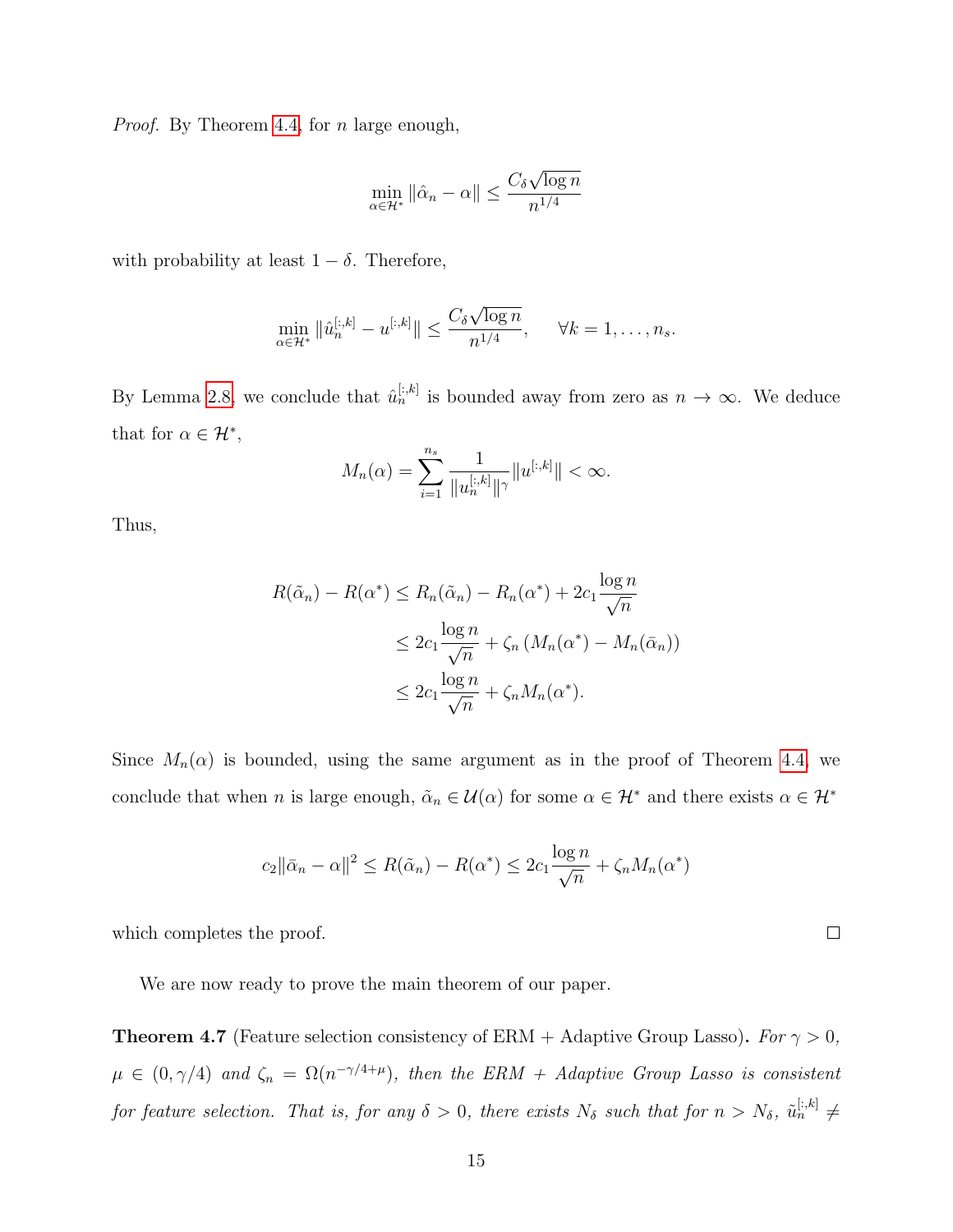*Proof.* By Theorem 4.4, for $n$ large enough,

$$\min_{\alpha \in \mathcal{H}^*} \|\hat{\alpha}_n - \alpha\| \leq \frac{C_\delta \sqrt{\log n}}{n^{1/4}}$$

with probability at least $1 - \delta$. Therefore,

$$\min_{\alpha \in \mathcal{H}^*} \|\hat{u}_n^{[:,k]} - u^{[:,k]}\| \leq \frac{C_\delta \sqrt{\log n}}{n^{1/4}}, \quad \forall k = 1, \ldots, n_s.$$

By Lemma 2.8, we conclude that $\hat{u}_n^{[:,k]}$ is bounded away from zero as $n \to \infty$. We deduce that for $\alpha \in \mathcal{H}^*$,

$$M_n(\alpha) = \sum_{i=1}^{n_s} \frac{1}{\|u_n^{[:,k]}\|^\gamma} \|u^{[:,k]}\| < \infty.$$

Thus,

$$\begin{aligned}
R(\tilde{\alpha}_n) - R(\alpha^*) &\leq R_n(\tilde{\alpha}_n) - R_n(\alpha^*) + 2c_1 \frac{\log n}{\sqrt{n}} \\
&\leq 2c_1 \frac{\log n}{\sqrt{n}} + \zeta_n \left(M_n(\alpha^*) - M_n(\bar{\alpha}_n)\right) \\
&\leq 2c_1 \frac{\log n}{\sqrt{n}} + \zeta_n M_n(\alpha^*).
\end{aligned}$$

Since $M_n(\alpha)$ is bounded, using the same argument as in the proof of Theorem 4.4, we conclude that when $n$ is large enough, $\tilde{\alpha}_n \in \mathcal{U}(\alpha)$ for some $\alpha \in \mathcal{H}^*$ and there exists $\alpha \in \mathcal{H}^*$

$$c_2 \|\bar{\alpha}_n - \alpha\|^2 \leq R(\tilde{\alpha}_n) - R(\alpha^*) \leq 2c_1 \frac{\log n}{\sqrt{n}} + \zeta_n M_n(\alpha^*)$$

which completes the proof. $\square$

We are now ready to prove the main theorem of our paper.

**Theorem 4.7** (Feature selection consistency of ERM + Adaptive Group Lasso)**.** *For $\gamma > 0$, $\mu \in (0, \gamma/4)$ and $\zeta_n = \Omega(n^{-\gamma/4+\mu})$, then the ERM + Adaptive Group Lasso is consistent for feature selection. That is, for any $\delta > 0$, there exists $N_\delta$ such that for $n > N_\delta$, $\tilde{u}_n^{[:,k]} \neq$*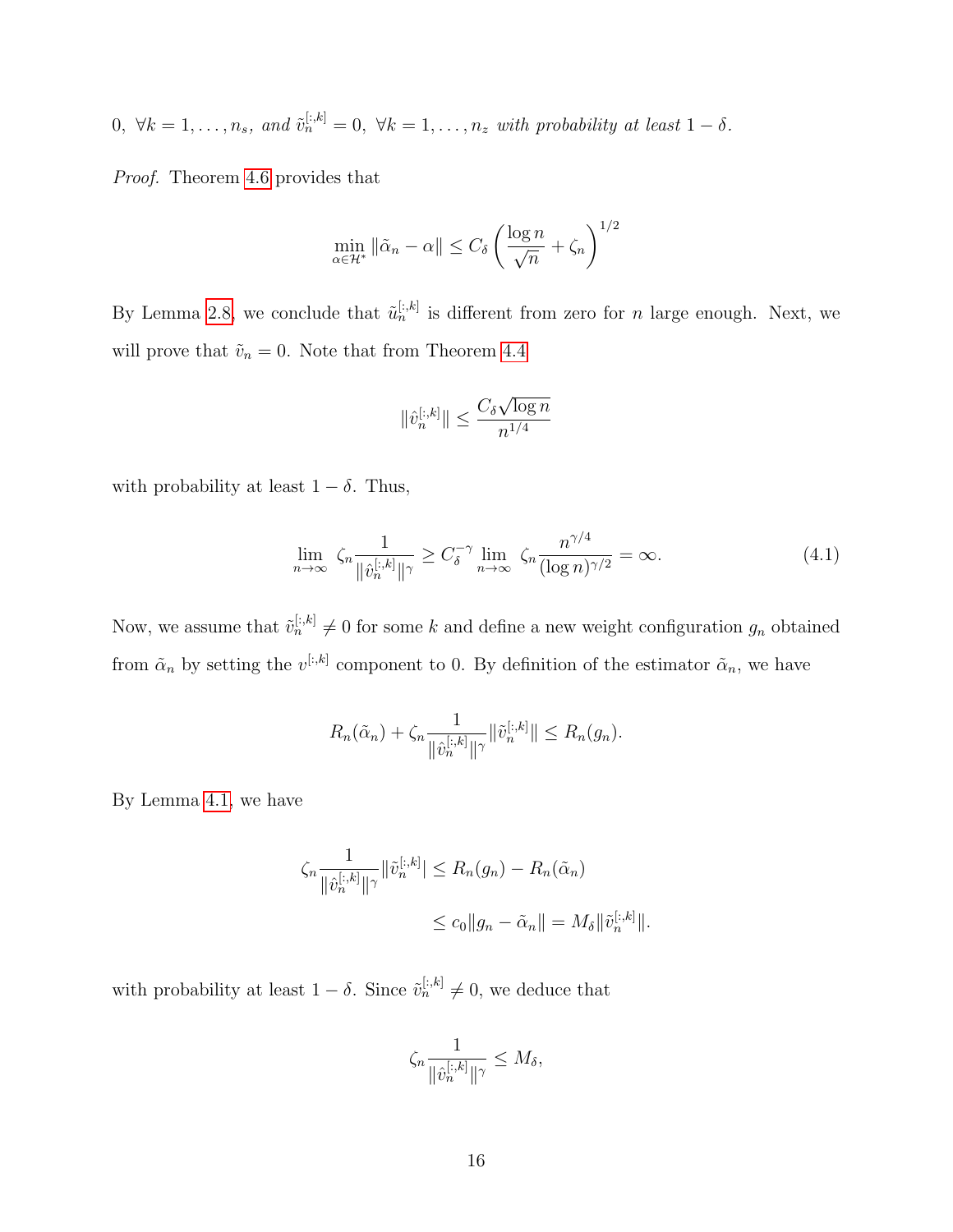$0, \; \forall k = 1, \ldots, n_s$, *and* $\tilde{v}_n^{[:,k]} = 0, \; \forall k = 1, \ldots, n_z$ *with probability at least* $1 - \delta$.

*Proof.* Theorem 4.6 provides that

$$\min_{\alpha \in \mathcal{H}^*} \|\tilde{\alpha}_n - \alpha\| \leq C_\delta \left( \frac{\log n}{\sqrt{n}} + \zeta_n \right)^{1/2}$$

By Lemma 2.8, we conclude that $\tilde{u}_n^{[:,k]}$ is different from zero for $n$ large enough. Next, we will prove that $\tilde{v}_n = 0$. Note that from Theorem 4.4

$$\|\hat{v}_n^{[:,k]}\| \leq \frac{C_\delta \sqrt{\log n}}{n^{1/4}}$$

with probability at least $1 - \delta$. Thus,

$$\lim_{n \to \infty} \; \zeta_n \frac{1}{\|\hat{v}_n^{[:,k]}\|^\gamma} \geq C_\delta^{-\gamma} \lim_{n \to \infty} \; \zeta_n \frac{n^{\gamma/4}}{(\log n)^{\gamma/2}} = \infty. \tag{4.1}$$

Now, we assume that $\tilde{v}_n^{[:,k]} \neq 0$ for some $k$ and define a new weight configuration $g_n$ obtained from $\tilde{\alpha}_n$ by setting the $v^{[:,k]}$ component to 0. By definition of the estimator $\tilde{\alpha}_n$, we have

$$R_n(\tilde{\alpha}_n) + \zeta_n \frac{1}{\|\hat{v}_n^{[:,k]}\|^\gamma} \|\tilde{v}_n^{[:,k]}\| \leq R_n(g_n).$$

By Lemma 4.1, we have

$$\begin{aligned}
\zeta_n \frac{1}{\|\hat{v}_n^{[:,k]}\|^\gamma} \|\tilde{v}_n^{[:,k]}| &\leq R_n(g_n) - R_n(\tilde{\alpha}_n) \\
&\leq c_0 \|g_n - \tilde{\alpha}_n\| = M_\delta \|\tilde{v}_n^{[:,k]}\|.
\end{aligned}$$

with probability at least $1 - \delta$. Since $\tilde{v}_n^{[:,k]} \neq 0$, we deduce that

$$\zeta_n \frac{1}{\|\hat{v}_n^{[:,k]}\|^\gamma} \leq M_\delta,$$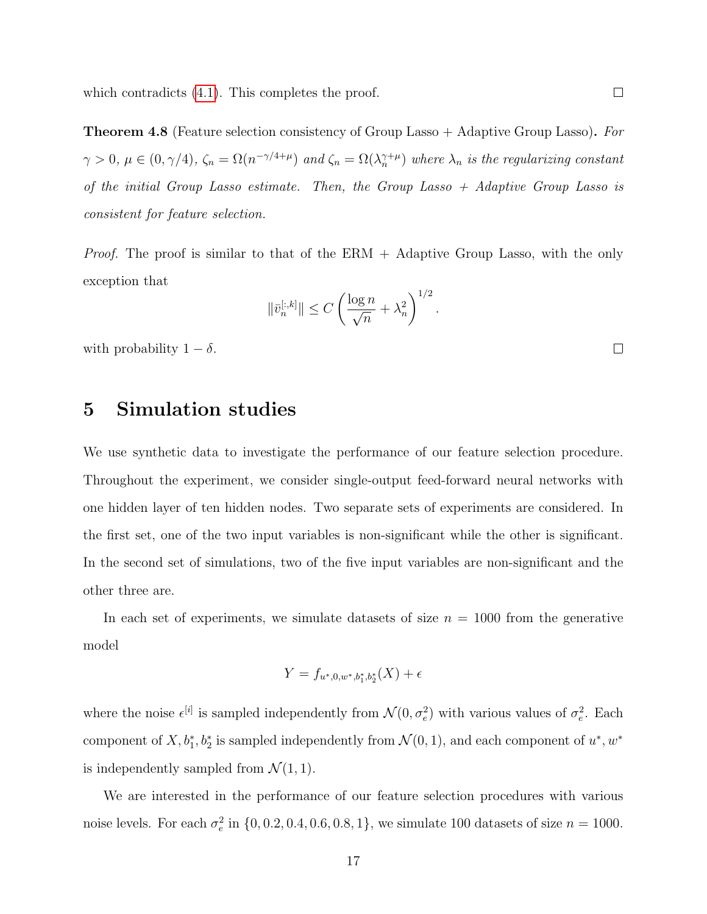which contradicts (4.1). This completes the proof. □

**Theorem 4.8** (Feature selection consistency of Group Lasso + Adaptive Group Lasso)**.** *For $\gamma > 0$, $\mu \in (0, \gamma/4)$, $\zeta_n = \Omega(n^{-\gamma/4+\mu})$ and $\zeta_n = \Omega(\lambda_n^{\gamma+\mu})$ where $\lambda_n$ is the regularizing constant of the initial Group Lasso estimate. Then, the Group Lasso + Adaptive Group Lasso is consistent for feature selection.*

*Proof.* The proof is similar to that of the ERM + Adaptive Group Lasso, with the only exception that

$$\|\bar{v}_n^{[:,k]}\| \leq C \left( \frac{\log n}{\sqrt{n}} + \lambda_n^2 \right)^{1/2}.$$

with probability $1 - \delta$. □

# 5 Simulation studies

We use synthetic data to investigate the performance of our feature selection procedure. Throughout the experiment, we consider single-output feed-forward neural networks with one hidden layer of ten hidden nodes. Two separate sets of experiments are considered. In the first set, one of the two input variables is non-significant while the other is significant. In the second set of simulations, two of the five input variables are non-significant and the other three are.

In each set of experiments, we simulate datasets of size $n = 1000$ from the generative model

$$Y = f_{u^*,0,w^*,b_1^*,b_2^*}(X) + \epsilon$$

where the noise $\epsilon^{[i]}$ is sampled independently from $\mathcal{N}(0, \sigma_e^2)$ with various values of $\sigma_e^2$. Each component of $X, b_1^*, b_2^*$ is sampled independently from $\mathcal{N}(0, 1)$, and each component of $u^*, w^*$ is independently sampled from $\mathcal{N}(1, 1)$.

We are interested in the performance of our feature selection procedures with various noise levels. For each $\sigma_e^2$ in $\{0, 0.2, 0.4, 0.6, 0.8, 1\}$, we simulate 100 datasets of size $n = 1000$.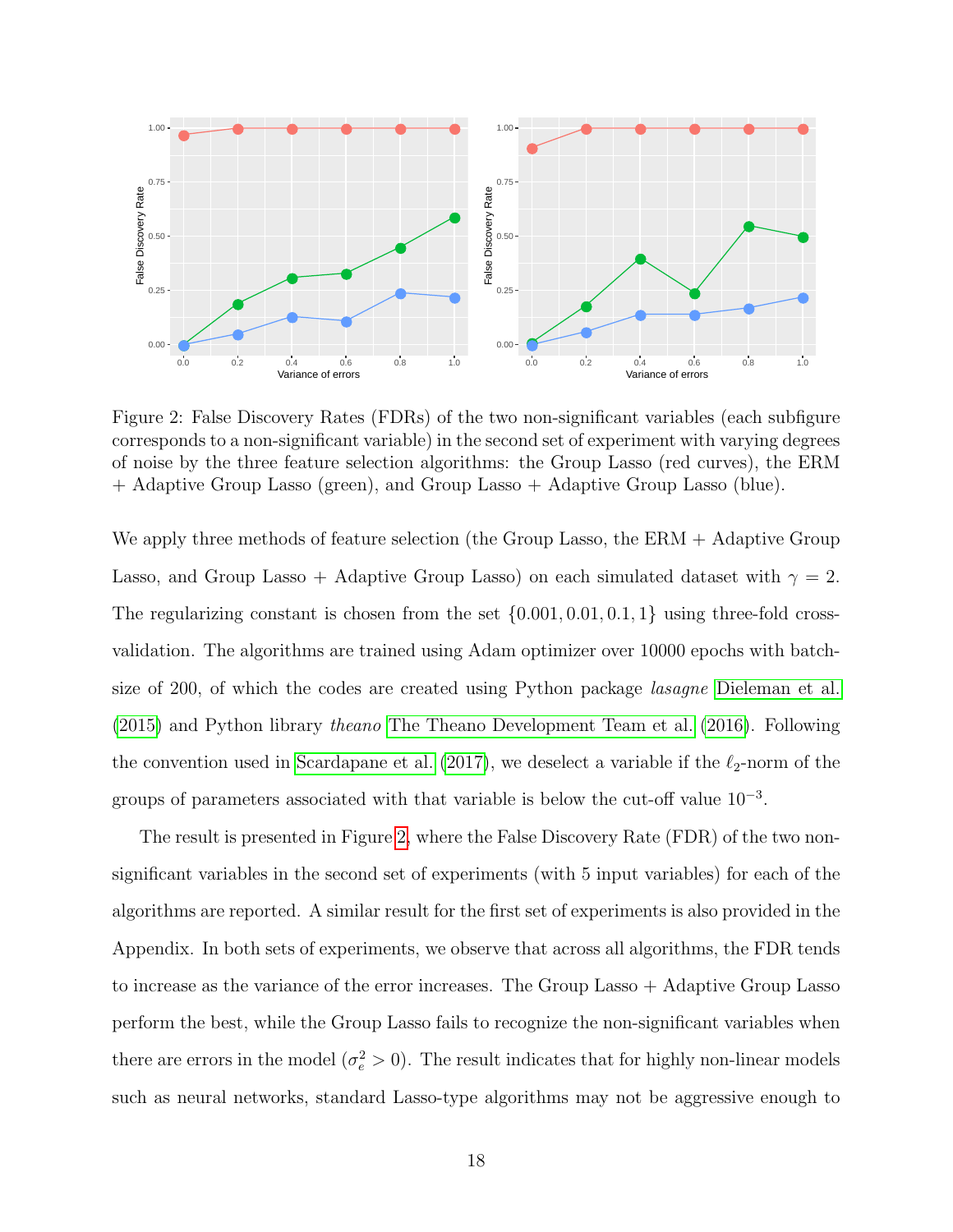Figure 2: False Discovery Rates (FDRs) of the two non-significant variables (each subfigure corresponds to a non-significant variable) in the second set of experiment with varying degrees of noise by the three feature selection algorithms: the Group Lasso (red curves), the ERM + Adaptive Group Lasso (green), and Group Lasso + Adaptive Group Lasso (blue).

We apply three methods of feature selection (the Group Lasso, the ERM + Adaptive Group Lasso, and Group Lasso + Adaptive Group Lasso) on each simulated dataset with $\gamma = 2$. The regularizing constant is chosen from the set $\{0.001, 0.01, 0.1, 1\}$ using three-fold cross-validation. The algorithms are trained using Adam optimizer over 10000 epochs with batch-size of 200, of which the codes are created using Python package *lasagne* Dieleman et al. (2015) and Python library *theano* The Theano Development Team et al. (2016). Following the convention used in Scardapane et al. (2017), we deselect a variable if the $\ell_2$-norm of the groups of parameters associated with that variable is below the cut-off value $10^{-3}$.

The result is presented in Figure 2, where the False Discovery Rate (FDR) of the two non-significant variables in the second set of experiments (with 5 input variables) for each of the algorithms are reported. A similar result for the first set of experiments is also provided in the Appendix. In both sets of experiments, we observe that across all algorithms, the FDR tends to increase as the variance of the error increases. The Group Lasso + Adaptive Group Lasso perform the best, while the Group Lasso fails to recognize the non-significant variables when there are errors in the model ($\sigma_e^2 > 0$). The result indicates that for highly non-linear models such as neural networks, standard Lasso-type algorithms may not be aggressive enough to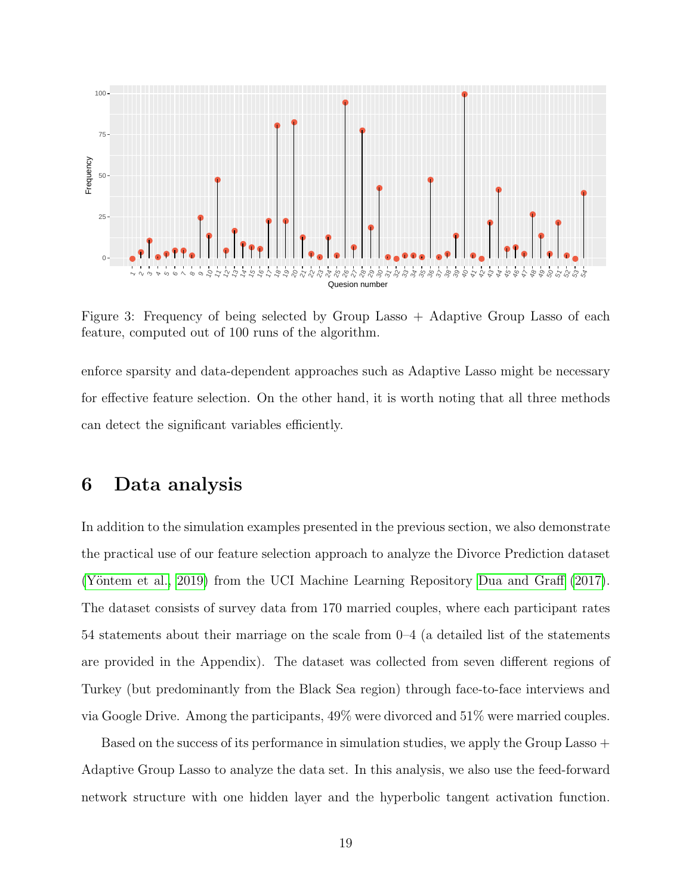Figure 3: Frequency of being selected by Group Lasso + Adaptive Group Lasso of each feature, computed out of 100 runs of the algorithm.

enforce sparsity and data-dependent approaches such as Adaptive Lasso might be necessary for effective feature selection. On the other hand, it is worth noting that all three methods can detect the significant variables efficiently.

# 6 Data analysis

In addition to the simulation examples presented in the previous section, we also demonstrate the practical use of our feature selection approach to analyze the Divorce Prediction dataset (Yöntem et al., 2019) from the UCI Machine Learning Repository Dua and Graff (2017). The dataset consists of survey data from 170 married couples, where each participant rates 54 statements about their marriage on the scale from 0–4 (a detailed list of the statements are provided in the Appendix). The dataset was collected from seven different regions of Turkey (but predominantly from the Black Sea region) through face-to-face interviews and via Google Drive. Among the participants, 49% were divorced and 51% were married couples.

Based on the success of its performance in simulation studies, we apply the Group Lasso + Adaptive Group Lasso to analyze the data set. In this analysis, we also use the feed-forward network structure with one hidden layer and the hyperbolic tangent activation function.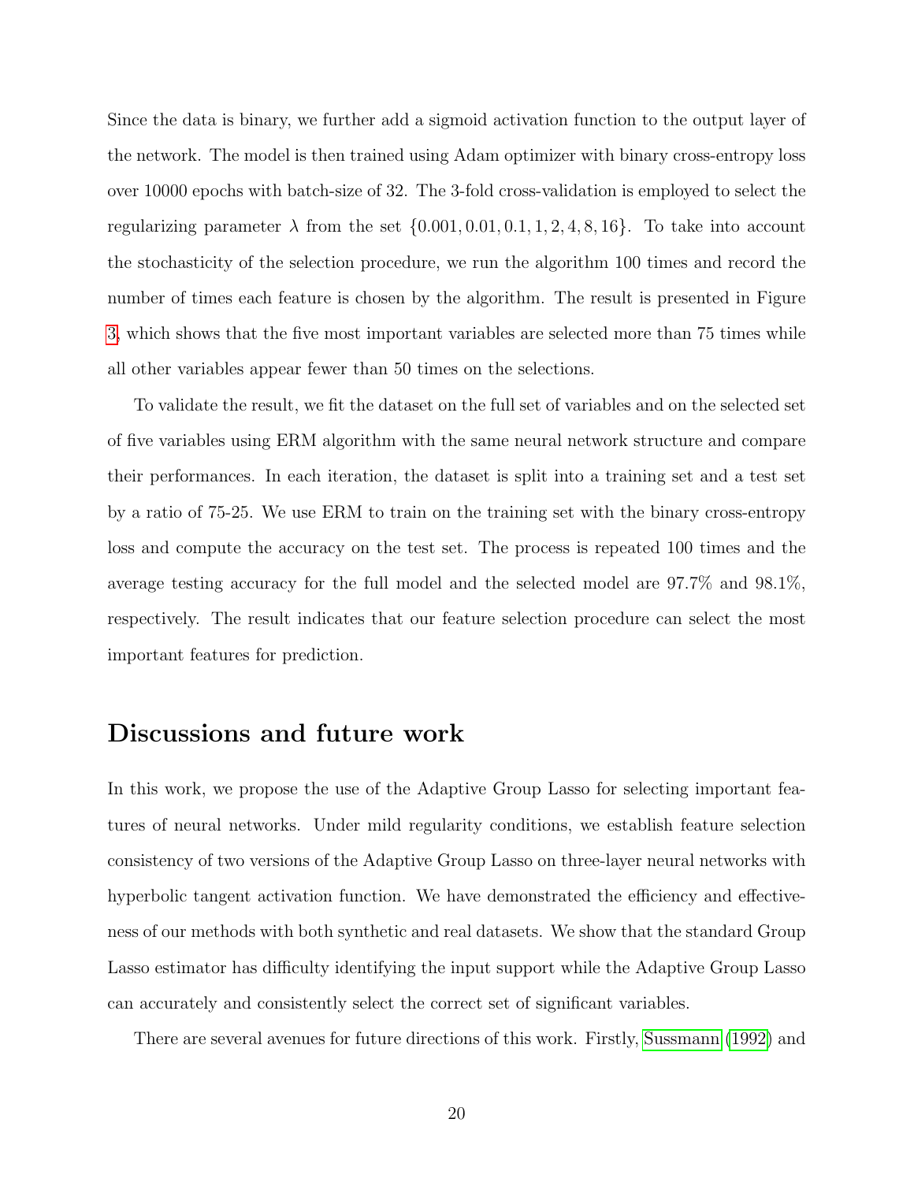Since the data is binary, we further add a sigmoid activation function to the output layer of the network. The model is then trained using Adam optimizer with binary cross-entropy loss over 10000 epochs with batch-size of 32. The 3-fold cross-validation is employed to select the regularizing parameter $\lambda$ from the set $\{0.001, 0.01, 0.1, 1, 2, 4, 8, 16\}$. To take into account the stochasticity of the selection procedure, we run the algorithm 100 times and record the number of times each feature is chosen by the algorithm. The result is presented in Figure 3, which shows that the five most important variables are selected more than 75 times while all other variables appear fewer than 50 times on the selections.

To validate the result, we fit the dataset on the full set of variables and on the selected set of five variables using ERM algorithm with the same neural network structure and compare their performances. In each iteration, the dataset is split into a training set and a test set by a ratio of 75-25. We use ERM to train on the training set with the binary cross-entropy loss and compute the accuracy on the test set. The process is repeated 100 times and the average testing accuracy for the full model and the selected model are 97.7% and 98.1%, respectively. The result indicates that our feature selection procedure can select the most important features for prediction.

## Discussions and future work

In this work, we propose the use of the Adaptive Group Lasso for selecting important features of neural networks. Under mild regularity conditions, we establish feature selection consistency of two versions of the Adaptive Group Lasso on three-layer neural networks with hyperbolic tangent activation function. We have demonstrated the efficiency and effectiveness of our methods with both synthetic and real datasets. We show that the standard Group Lasso estimator has difficulty identifying the input support while the Adaptive Group Lasso can accurately and consistently select the correct set of significant variables.

There are several avenues for future directions of this work. Firstly, Sussmann (1992) and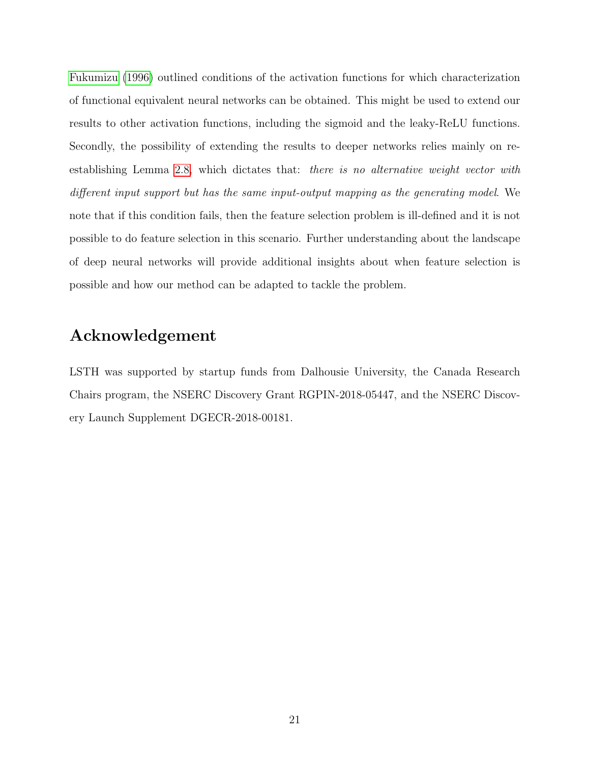Fukumizu (1996) outlined conditions of the activation functions for which characterization of functional equivalent neural networks can be obtained. This might be used to extend our results to other activation functions, including the sigmoid and the leaky-ReLU functions. Secondly, the possibility of extending the results to deeper networks relies mainly on re-establishing Lemma 2.8, which dictates that: *there is no alternative weight vector with different input support but has the same input-output mapping as the generating model*. We note that if this condition fails, then the feature selection problem is ill-defined and it is not possible to do feature selection in this scenario. Further understanding about the landscape of deep neural networks will provide additional insights about when feature selection is possible and how our method can be adapted to tackle the problem.

## Acknowledgement

LSTH was supported by startup funds from Dalhousie University, the Canada Research Chairs program, the NSERC Discovery Grant RGPIN-2018-05447, and the NSERC Discovery Launch Supplement DGECR-2018-00181.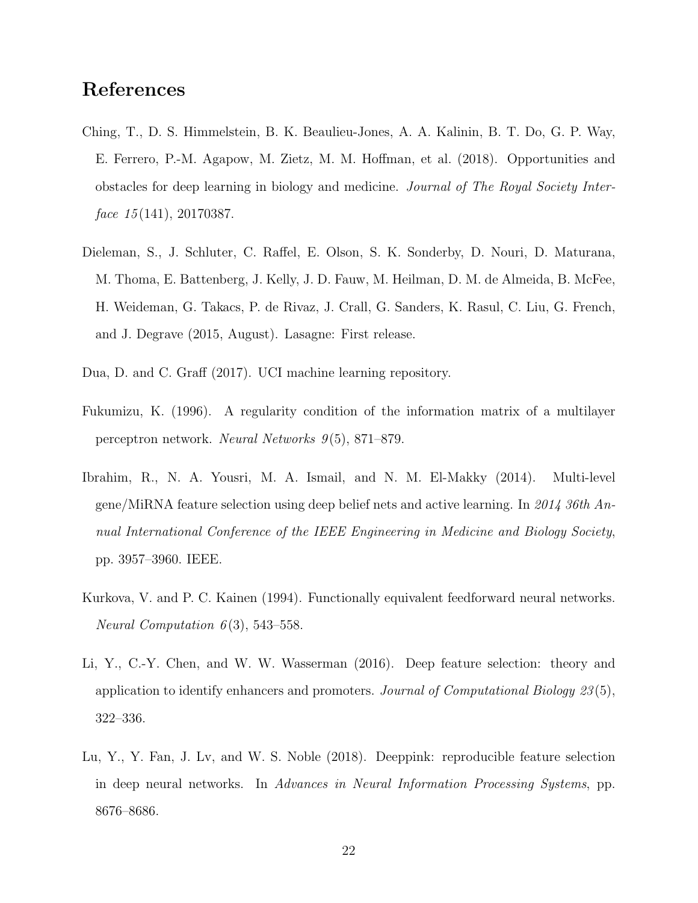# References

Ching, T., D. S. Himmelstein, B. K. Beaulieu-Jones, A. A. Kalinin, B. T. Do, G. P. Way, E. Ferrero, P.-M. Agapow, M. Zietz, M. M. Hoffman, et al. (2018). Opportunities and obstacles for deep learning in biology and medicine. *Journal of The Royal Society Interface 15*(141), 20170387.

Dieleman, S., J. Schluter, C. Raffel, E. Olson, S. K. Sonderby, D. Nouri, D. Maturana, M. Thoma, E. Battenberg, J. Kelly, J. D. Fauw, M. Heilman, D. M. de Almeida, B. McFee, H. Weideman, G. Takacs, P. de Rivaz, J. Crall, G. Sanders, K. Rasul, C. Liu, G. French, and J. Degrave (2015, August). Lasagne: First release.

Dua, D. and C. Graff (2017). UCI machine learning repository.

Fukumizu, K. (1996). A regularity condition of the information matrix of a multilayer perceptron network. *Neural Networks 9*(5), 871–879.

Ibrahim, R., N. A. Yousri, M. A. Ismail, and N. M. El-Makky (2014). Multi-level gene/MiRNA feature selection using deep belief nets and active learning. In *2014 36th Annual International Conference of the IEEE Engineering in Medicine and Biology Society*, pp. 3957–3960. IEEE.

Kurkova, V. and P. C. Kainen (1994). Functionally equivalent feedforward neural networks. *Neural Computation 6*(3), 543–558.

Li, Y., C.-Y. Chen, and W. W. Wasserman (2016). Deep feature selection: theory and application to identify enhancers and promoters. *Journal of Computational Biology 23*(5), 322–336.

Lu, Y., Y. Fan, J. Lv, and W. S. Noble (2018). Deeppink: reproducible feature selection in deep neural networks. In *Advances in Neural Information Processing Systems*, pp. 8676–8686.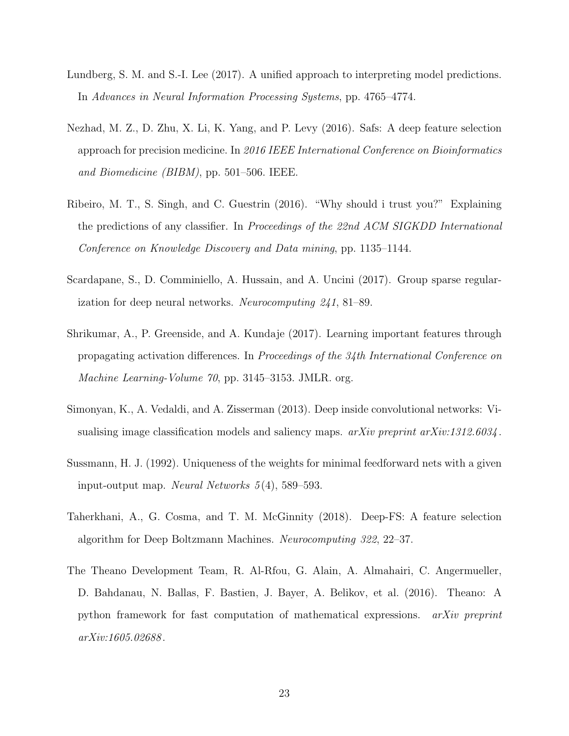Lundberg, S. M. and S.-I. Lee (2017). A unified approach to interpreting model predictions. In *Advances in Neural Information Processing Systems*, pp. 4765–4774.

Nezhad, M. Z., D. Zhu, X. Li, K. Yang, and P. Levy (2016). Safs: A deep feature selection approach for precision medicine. In *2016 IEEE International Conference on Bioinformatics and Biomedicine (BIBM)*, pp. 501–506. IEEE.

Ribeiro, M. T., S. Singh, and C. Guestrin (2016). "Why should i trust you?" Explaining the predictions of any classifier. In *Proceedings of the 22nd ACM SIGKDD International Conference on Knowledge Discovery and Data mining*, pp. 1135–1144.

Scardapane, S., D. Comminiello, A. Hussain, and A. Uncini (2017). Group sparse regularization for deep neural networks. *Neurocomputing 241*, 81–89.

Shrikumar, A., P. Greenside, and A. Kundaje (2017). Learning important features through propagating activation differences. In *Proceedings of the 34th International Conference on Machine Learning-Volume 70*, pp. 3145–3153. JMLR. org.

Simonyan, K., A. Vedaldi, and A. Zisserman (2013). Deep inside convolutional networks: Visualising image classification models and saliency maps. *arXiv preprint arXiv:1312.6034*.

Sussmann, H. J. (1992). Uniqueness of the weights for minimal feedforward nets with a given input-output map. *Neural Networks 5*(4), 589–593.

Taherkhani, A., G. Cosma, and T. M. McGinnity (2018). Deep-FS: A feature selection algorithm for Deep Boltzmann Machines. *Neurocomputing 322*, 22–37.

The Theano Development Team, R. Al-Rfou, G. Alain, A. Almahairi, C. Angermueller, D. Bahdanau, N. Ballas, F. Bastien, J. Bayer, A. Belikov, et al. (2016). Theano: A python framework for fast computation of mathematical expressions. *arXiv preprint arXiv:1605.02688*.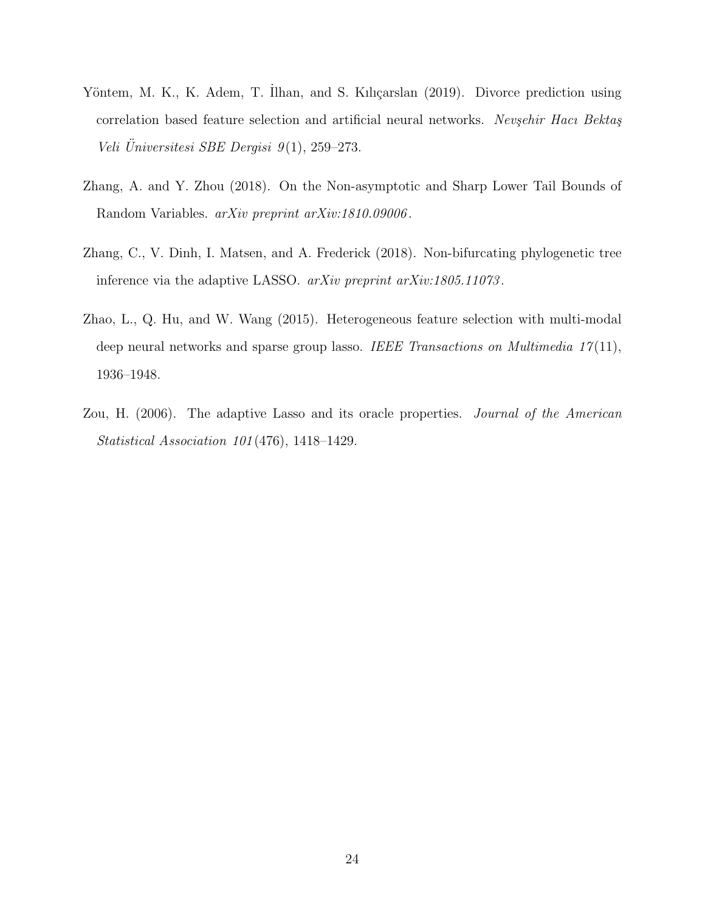Yöntem, M. K., K. Adem, T. İlhan, and S. Kılıçarslan (2019). Divorce prediction using correlation based feature selection and artificial neural networks. *Nevşehir Hacı Bektaş Veli Üniversitesi SBE Dergisi 9*(1), 259–273.

Zhang, A. and Y. Zhou (2018). On the Non-asymptotic and Sharp Lower Tail Bounds of Random Variables. *arXiv preprint arXiv:1810.09006*.

Zhang, C., V. Dinh, I. Matsen, and A. Frederick (2018). Non-bifurcating phylogenetic tree inference via the adaptive LASSO. *arXiv preprint arXiv:1805.11073*.

Zhao, L., Q. Hu, and W. Wang (2015). Heterogeneous feature selection with multi-modal deep neural networks and sparse group lasso. *IEEE Transactions on Multimedia 17*(11), 1936–1948.

Zou, H. (2006). The adaptive Lasso and its oracle properties. *Journal of the American Statistical Association 101*(476), 1418–1429.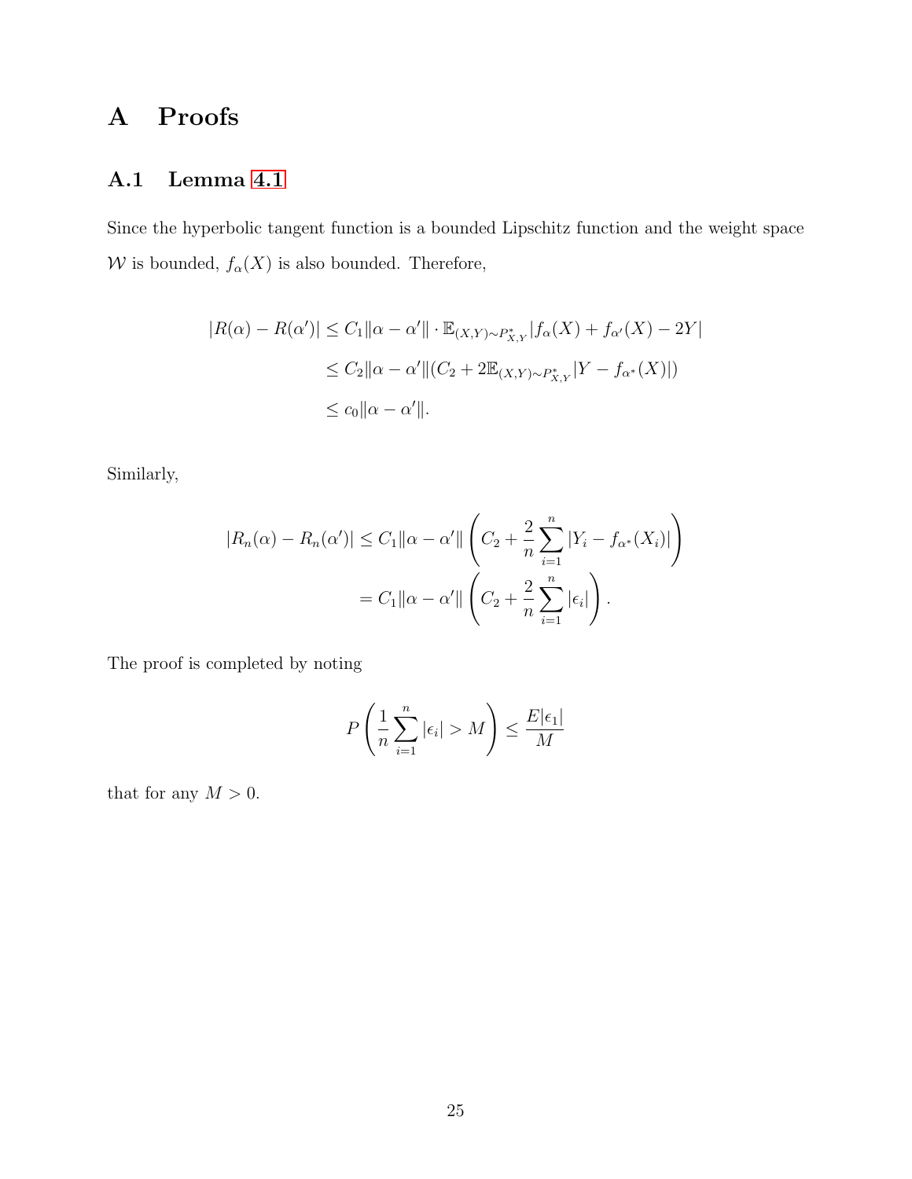# A Proofs

## A.1 Lemma 4.1

Since the hyperbolic tangent function is a bounded Lipschitz function and the weight space $\mathcal{W}$ is bounded, $f_\alpha(X)$ is also bounded. Therefore,

$$
\begin{aligned}
|R(\alpha) - R(\alpha')| &\leq C_1 \|\alpha - \alpha'\| \cdot \mathbb{E}_{(X,Y)\sim P^*_{X,Y}} |f_\alpha(X) + f_{\alpha'}(X) - 2Y| \\
&\leq C_2 \|\alpha - \alpha'\| (C_2 + 2\mathbb{E}_{(X,Y)\sim P^*_{X,Y}} |Y - f_{\alpha^*}(X)|) \\
&\leq c_0 \|\alpha - \alpha'\|.
\end{aligned}
$$

Similarly,

$$
\begin{aligned}
|R_n(\alpha) - R_n(\alpha')| &\leq C_1 \|\alpha - \alpha'\| \left( C_2 + \frac{2}{n} \sum_{i=1}^{n} |Y_i - f_{\alpha^*}(X_i)| \right) \\
&= C_1 \|\alpha - \alpha'\| \left( C_2 + \frac{2}{n} \sum_{i=1}^{n} |\epsilon_i| \right).
\end{aligned}
$$

The proof is completed by noting

$$
P\left( \frac{1}{n} \sum_{i=1}^{n} |\epsilon_i| > M \right) \leq \frac{E|\epsilon_1|}{M}
$$

that for any $M > 0$.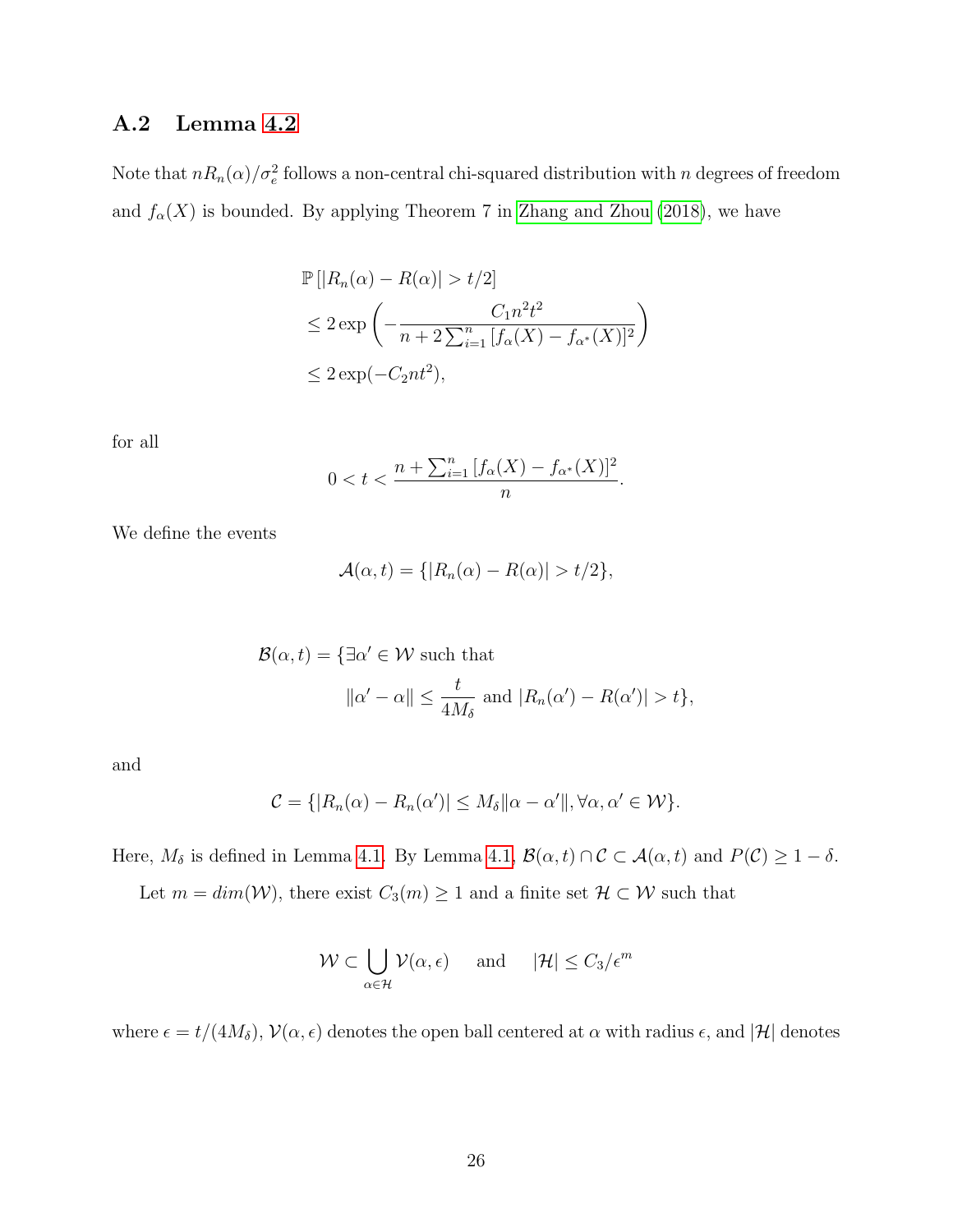### A.2 Lemma 4.2

Note that $nR_n(\alpha)/\sigma_e^2$ follows a non-central chi-squared distribution with $n$ degrees of freedom and $f_\alpha(X)$ is bounded. By applying Theorem 7 in Zhang and Zhou (2018), we have

$$
\begin{aligned}
&\mathbb{P}\left[|R_n(\alpha) - R(\alpha)| > t/2\right] \\
&\leq 2\exp\left(-\frac{C_1 n^2 t^2}{n + 2\sum_{i=1}^n [f_\alpha(X) - f_{\alpha^*}(X)]^2}\right) \\
&\leq 2\exp(-C_2 n t^2),
\end{aligned}
$$

for all

$$
0 < t < \frac{n + \sum_{i=1}^n [f_\alpha(X) - f_{\alpha^*}(X)]^2}{n}.
$$

We define the events

$$
\mathcal{A}(\alpha, t) = \{|R_n(\alpha) - R(\alpha)| > t/2\},
$$

$$
\begin{aligned}
\mathcal{B}(\alpha, t) = \{&\exists \alpha' \in \mathcal{W} \text{ such that} \\
&\|\alpha' - \alpha\| \leq \frac{t}{4M_\delta} \text{ and } |R_n(\alpha') - R(\alpha')| > t\},
\end{aligned}
$$

and

$$
\mathcal{C} = \{|R_n(\alpha) - R_n(\alpha')| \leq M_\delta \|\alpha - \alpha'\|, \forall \alpha, \alpha' \in \mathcal{W}\}.
$$

Here, $M_\delta$ is defined in Lemma 4.1. By Lemma 4.1, $\mathcal{B}(\alpha, t) \cap \mathcal{C} \subset \mathcal{A}(\alpha, t)$ and $P(\mathcal{C}) \geq 1 - \delta$.

Let $m = dim(\mathcal{W})$, there exist $C_3(m) \geq 1$ and a finite set $\mathcal{H} \subset \mathcal{W}$ such that

$$
\mathcal{W} \subset \bigcup_{\alpha \in \mathcal{H}} \mathcal{V}(\alpha, \epsilon) \quad \text{and} \quad |\mathcal{H}| \leq C_3/\epsilon^m
$$

where $\epsilon = t/(4M_\delta)$, $\mathcal{V}(\alpha, \epsilon)$ denotes the open ball centered at $\alpha$ with radius $\epsilon$, and $|\mathcal{H}|$ denotes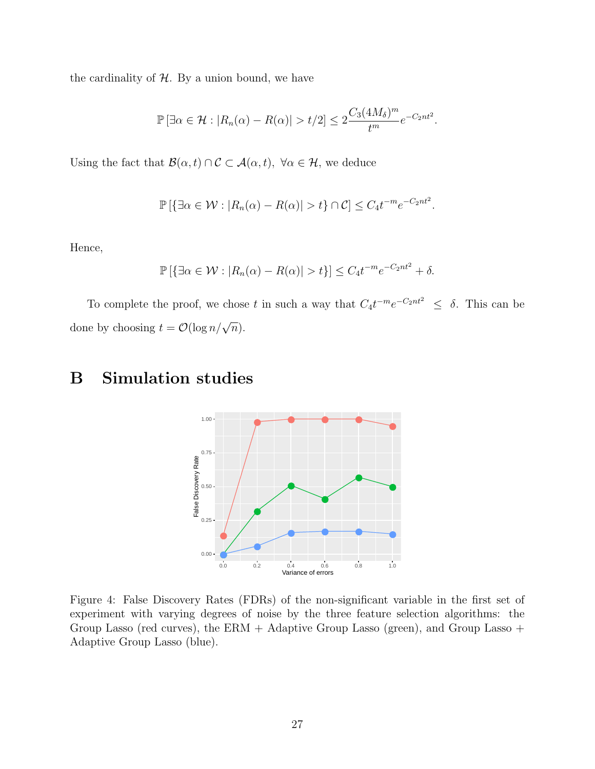the cardinality of $\mathcal{H}$. By a union bound, we have

$$\mathbb{P}\left[\exists \alpha \in \mathcal{H} : |R_n(\alpha) - R(\alpha)| > t/2\right] \leq 2\frac{C_3(4M_\delta)^m}{t^m} e^{-C_2 n t^2}.$$

Using the fact that $\mathcal{B}(\alpha, t) \cap \mathcal{C} \subset \mathcal{A}(\alpha, t),\ \forall \alpha \in \mathcal{H}$, we deduce

$$\mathbb{P}\left[\{\exists \alpha \in \mathcal{W} : |R_n(\alpha) - R(\alpha)| > t\} \cap \mathcal{C}\right] \leq C_4 t^{-m} e^{-C_2 n t^2}.$$

Hence,

$$\mathbb{P}\left[\{\exists \alpha \in \mathcal{W} : |R_n(\alpha) - R(\alpha)| > t\}\right] \leq C_4 t^{-m} e^{-C_2 n t^2} + \delta.$$

To complete the proof, we chose $t$ in such a way that $C_4 t^{-m} e^{-C_2 n t^2} \leq \delta$. This can be done by choosing $t = \mathcal{O}(\log n / \sqrt{n})$.

# B Simulation studies

Figure 4: False Discovery Rates (FDRs) of the non-significant variable in the first set of experiment with varying degrees of noise by the three feature selection algorithms: the Group Lasso (red curves), the ERM + Adaptive Group Lasso (green), and Group Lasso + Adaptive Group Lasso (blue).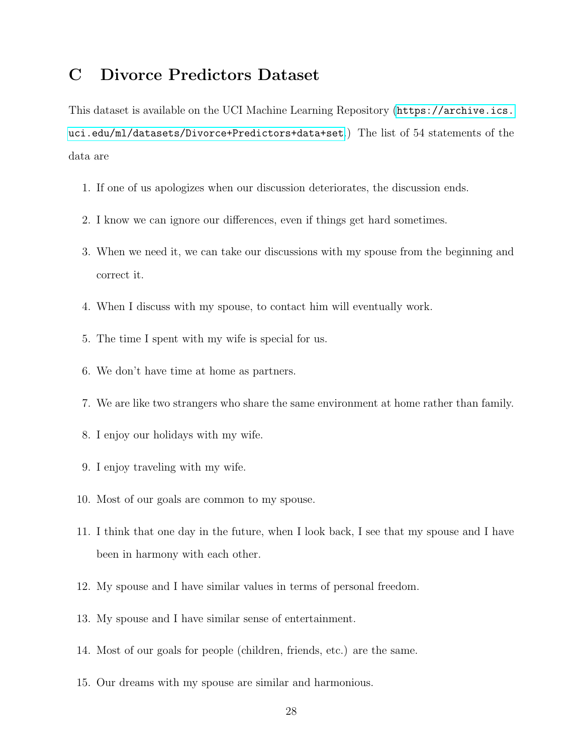# C Divorce Predictors Dataset

This dataset is available on the UCI Machine Learning Repository (https://archive.ics.uci.edu/ml/datasets/Divorce+Predictors+data+set.) The list of 54 statements of the data are

1. If one of us apologizes when our discussion deteriorates, the discussion ends.
2. I know we can ignore our differences, even if things get hard sometimes.
3. When we need it, we can take our discussions with my spouse from the beginning and correct it.
4. When I discuss with my spouse, to contact him will eventually work.
5. The time I spent with my wife is special for us.
6. We don't have time at home as partners.
7. We are like two strangers who share the same environment at home rather than family.
8. I enjoy our holidays with my wife.
9. I enjoy traveling with my wife.
10. Most of our goals are common to my spouse.
11. I think that one day in the future, when I look back, I see that my spouse and I have been in harmony with each other.
12. My spouse and I have similar values in terms of personal freedom.
13. My spouse and I have similar sense of entertainment.
14. Most of our goals for people (children, friends, etc.) are the same.
15. Our dreams with my spouse are similar and harmonious.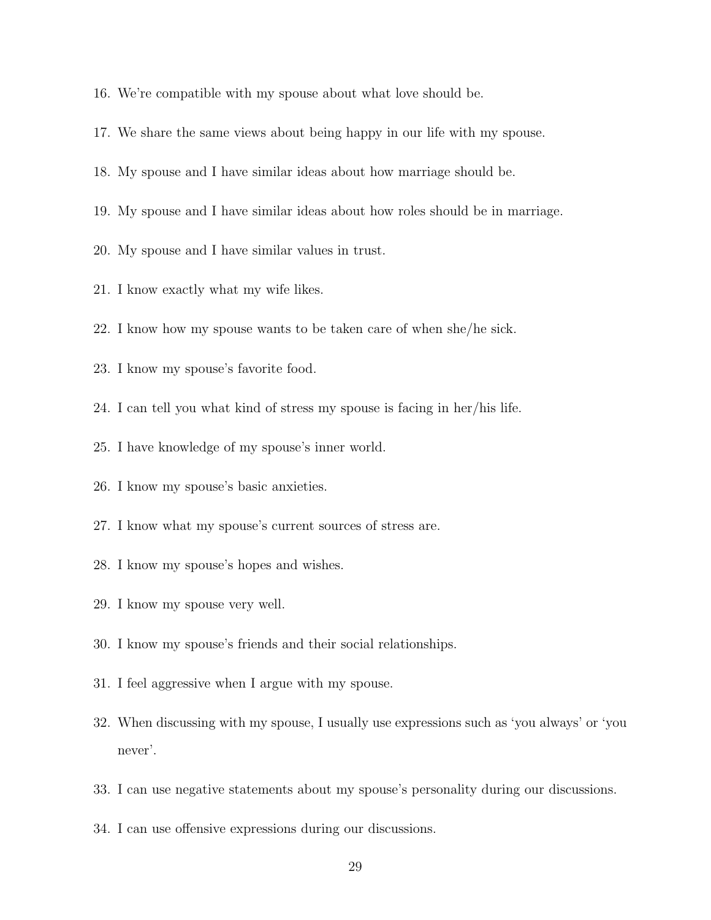16. We're compatible with my spouse about what love should be.
17. We share the same views about being happy in our life with my spouse.
18. My spouse and I have similar ideas about how marriage should be.
19. My spouse and I have similar ideas about how roles should be in marriage.
20. My spouse and I have similar values in trust.
21. I know exactly what my wife likes.
22. I know how my spouse wants to be taken care of when she/he sick.
23. I know my spouse's favorite food.
24. I can tell you what kind of stress my spouse is facing in her/his life.
25. I have knowledge of my spouse's inner world.
26. I know my spouse's basic anxieties.
27. I know what my spouse's current sources of stress are.
28. I know my spouse's hopes and wishes.
29. I know my spouse very well.
30. I know my spouse's friends and their social relationships.
31. I feel aggressive when I argue with my spouse.
32. When discussing with my spouse, I usually use expressions such as 'you always' or 'you never'.
33. I can use negative statements about my spouse's personality during our discussions.
34. I can use offensive expressions during our discussions.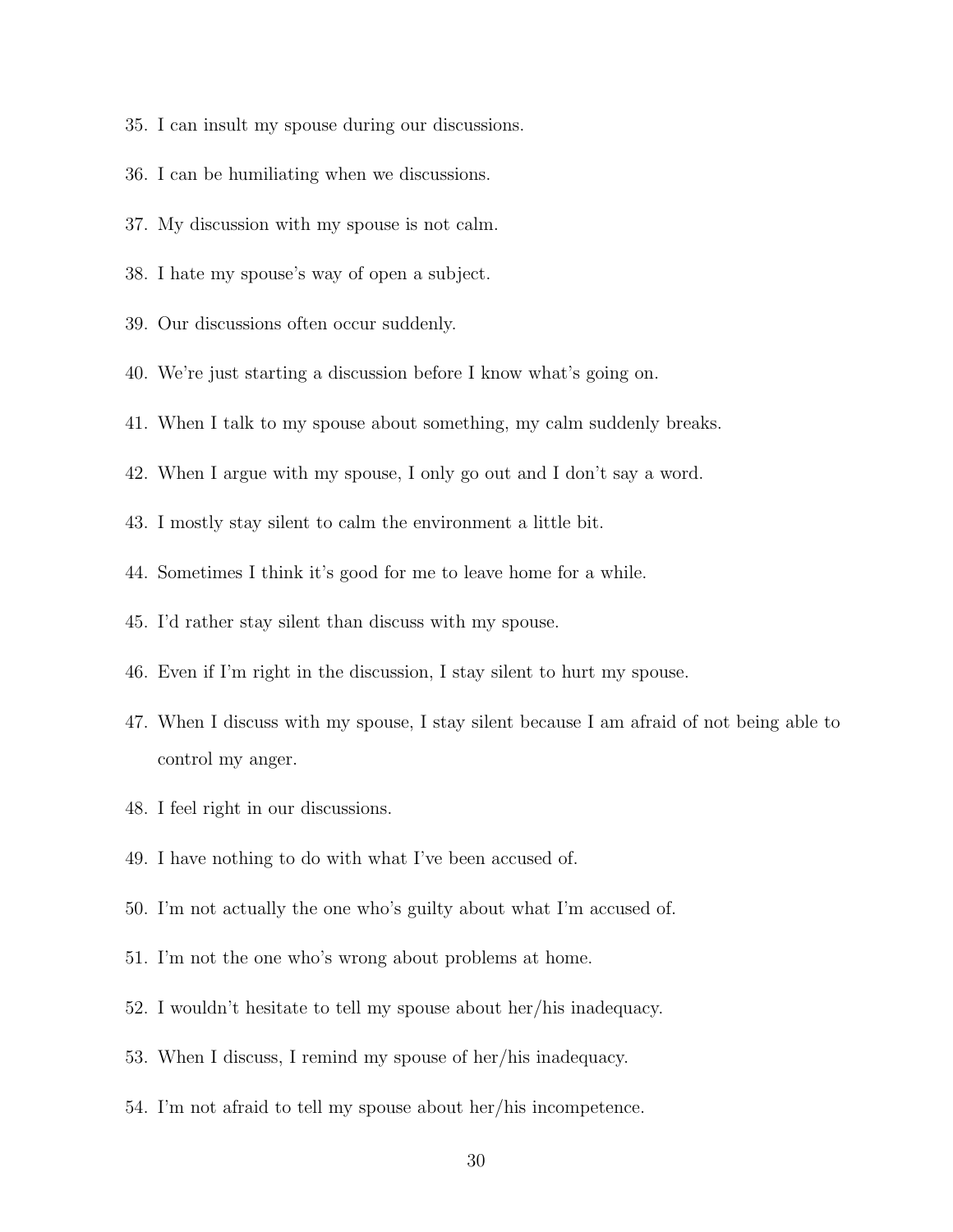35. I can insult my spouse during our discussions.
36. I can be humiliating when we discussions.
37. My discussion with my spouse is not calm.
38. I hate my spouse's way of open a subject.
39. Our discussions often occur suddenly.
40. We're just starting a discussion before I know what's going on.
41. When I talk to my spouse about something, my calm suddenly breaks.
42. When I argue with my spouse, I only go out and I don't say a word.
43. I mostly stay silent to calm the environment a little bit.
44. Sometimes I think it's good for me to leave home for a while.
45. I'd rather stay silent than discuss with my spouse.
46. Even if I'm right in the discussion, I stay silent to hurt my spouse.
47. When I discuss with my spouse, I stay silent because I am afraid of not being able to control my anger.
48. I feel right in our discussions.
49. I have nothing to do with what I've been accused of.
50. I'm not actually the one who's guilty about what I'm accused of.
51. I'm not the one who's wrong about problems at home.
52. I wouldn't hesitate to tell my spouse about her/his inadequacy.
53. When I discuss, I remind my spouse of her/his inadequacy.
54. I'm not afraid to tell my spouse about her/his incompetence.